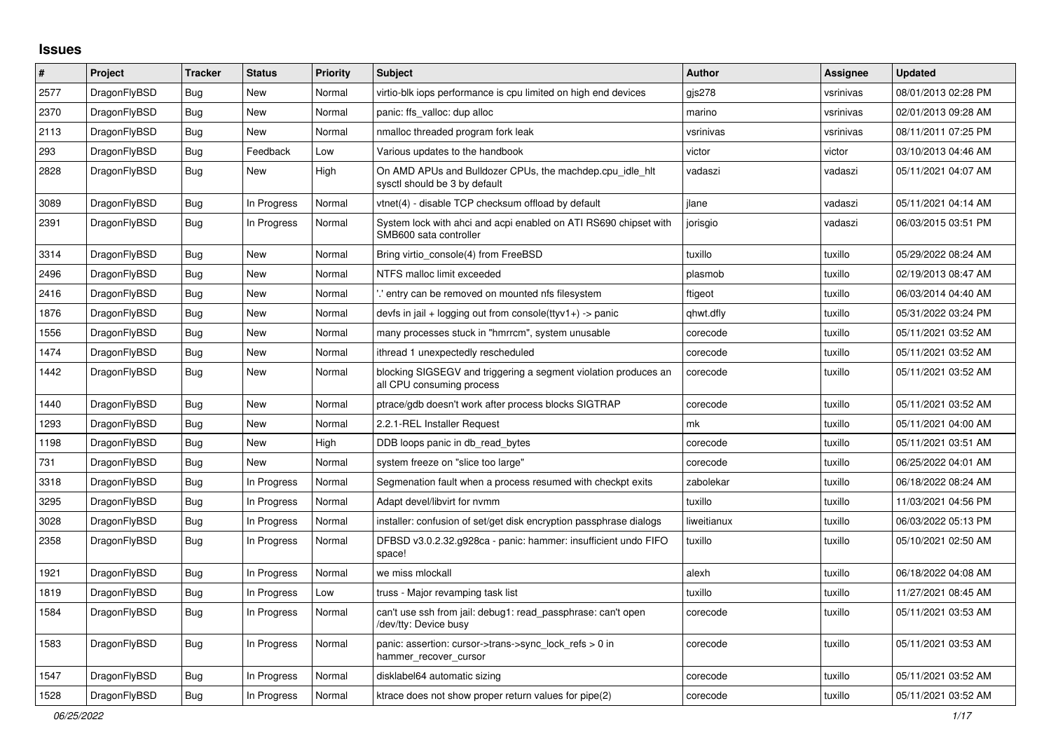## Issues

| # | Project | Tracker | Status | Priority | Subject | Author | Assignee | Updated |
|---|---|---|---|---|---|---|---|---|
| 2577 | DragonFlyBSD | Bug | New | Normal | virtio-blk iops performance is cpu limited on high end devices | gjs278 | vsrinivas | 08/01/2013 02:28 PM |
| 2370 | DragonFlyBSD | Bug | New | Normal | panic: ffs_valloc: dup alloc | marino | vsrinivas | 02/01/2013 09:28 AM |
| 2113 | DragonFlyBSD | Bug | New | Normal | nmalloc threaded program fork leak | vsrinivas | vsrinivas | 08/11/2011 07:25 PM |
| 293 | DragonFlyBSD | Bug | Feedback | Low | Various updates to the handbook | victor | victor | 03/10/2013 04:46 AM |
| 2828 | DragonFlyBSD | Bug | New | High | On AMD APUs and Bulldozer CPUs, the machdep.cpu_idle_hlt sysctl should be 3 by default | vadaszi | vadaszi | 05/11/2021 04:07 AM |
| 3089 | DragonFlyBSD | Bug | In Progress | Normal | vtnet(4) - disable TCP checksum offload by default | jlane | vadaszi | 05/11/2021 04:14 AM |
| 2391 | DragonFlyBSD | Bug | In Progress | Normal | System lock with ahci and acpi enabled on ATI RS690 chipset with SMB600 sata controller | jorisgio | vadaszi | 06/03/2015 03:51 PM |
| 3314 | DragonFlyBSD | Bug | New | Normal | Bring virtio_console(4) from FreeBSD | tuxillo | tuxillo | 05/29/2022 08:24 AM |
| 2496 | DragonFlyBSD | Bug | New | Normal | NTFS malloc limit exceeded | plasmob | tuxillo | 02/19/2013 08:47 AM |
| 2416 | DragonFlyBSD | Bug | New | Normal | '.' entry can be removed on mounted nfs filesystem | ftigeot | tuxillo | 06/03/2014 04:40 AM |
| 1876 | DragonFlyBSD | Bug | New | Normal | devfs in jail + logging out from console(ttyv1+) -> panic | qhwt.dfly | tuxillo | 05/31/2022 03:24 PM |
| 1556 | DragonFlyBSD | Bug | New | Normal | many processes stuck in "hmrrcm", system unusable | corecode | tuxillo | 05/11/2021 03:52 AM |
| 1474 | DragonFlyBSD | Bug | New | Normal | ithread 1 unexpectedly rescheduled | corecode | tuxillo | 05/11/2021 03:52 AM |
| 1442 | DragonFlyBSD | Bug | New | Normal | blocking SIGSEGV and triggering a segment violation produces an all CPU consuming process | corecode | tuxillo | 05/11/2021 03:52 AM |
| 1440 | DragonFlyBSD | Bug | New | Normal | ptrace/gdb doesn't work after process blocks SIGTRAP | corecode | tuxillo | 05/11/2021 03:52 AM |
| 1293 | DragonFlyBSD | Bug | New | Normal | 2.2.1-REL Installer Request | mk | tuxillo | 05/11/2021 04:00 AM |
| 1198 | DragonFlyBSD | Bug | New | High | DDB loops panic in db_read_bytes | corecode | tuxillo | 05/11/2021 03:51 AM |
| 731 | DragonFlyBSD | Bug | New | Normal | system freeze on "slice too large" | corecode | tuxillo | 06/25/2022 04:01 AM |
| 3318 | DragonFlyBSD | Bug | In Progress | Normal | Segmenation fault when a process resumed with checkpt exits | zabolekar | tuxillo | 06/18/2022 08:24 AM |
| 3295 | DragonFlyBSD | Bug | In Progress | Normal | Adapt devel/libvirt for nvmm | tuxillo | tuxillo | 11/03/2021 04:56 PM |
| 3028 | DragonFlyBSD | Bug | In Progress | Normal | installer: confusion of set/get disk encryption passphrase dialogs | liweitianux | tuxillo | 06/03/2022 05:13 PM |
| 2358 | DragonFlyBSD | Bug | In Progress | Normal | DFBSD v3.0.2.32.g928ca - panic: hammer: insufficient undo FIFO space! | tuxillo | tuxillo | 05/10/2021 02:50 AM |
| 1921 | DragonFlyBSD | Bug | In Progress | Normal | we miss mlockall | alexh | tuxillo | 06/18/2022 04:08 AM |
| 1819 | DragonFlyBSD | Bug | In Progress | Low | truss - Major revamping task list | tuxillo | tuxillo | 11/27/2021 08:45 AM |
| 1584 | DragonFlyBSD | Bug | In Progress | Normal | can't use ssh from jail: debug1: read_passphrase: can't open /dev/tty: Device busy | corecode | tuxillo | 05/11/2021 03:53 AM |
| 1583 | DragonFlyBSD | Bug | In Progress | Normal | panic: assertion: cursor->trans->sync_lock_refs > 0 in hammer_recover_cursor | corecode | tuxillo | 05/11/2021 03:53 AM |
| 1547 | DragonFlyBSD | Bug | In Progress | Normal | disklabel64 automatic sizing | corecode | tuxillo | 05/11/2021 03:52 AM |
| 1528 | DragonFlyBSD | Bug | In Progress | Normal | ktrace does not show proper return values for pipe(2) | corecode | tuxillo | 05/11/2021 03:52 AM |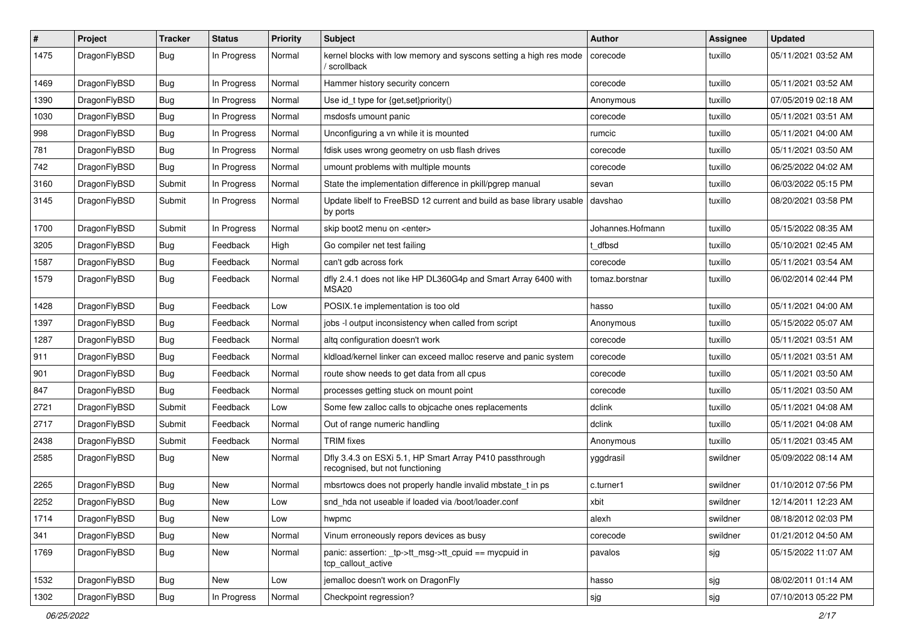| # | Project | Tracker | Status | Priority | Subject | Author | Assignee | Updated |
|---|---|---|---|---|---|---|---|---|
| 1475 | DragonFlyBSD | Bug | In Progress | Normal | kernel blocks with low memory and syscons setting a high res mode / scrollback | corecode | tuxillo | 05/11/2021 03:52 AM |
| 1469 | DragonFlyBSD | Bug | In Progress | Normal | Hammer history security concern | corecode | tuxillo | 05/11/2021 03:52 AM |
| 1390 | DragonFlyBSD | Bug | In Progress | Normal | Use id_t type for {get,set}priority() | Anonymous | tuxillo | 07/05/2019 02:18 AM |
| 1030 | DragonFlyBSD | Bug | In Progress | Normal | msdosfs umount panic | corecode | tuxillo | 05/11/2021 03:51 AM |
| 998 | DragonFlyBSD | Bug | In Progress | Normal | Unconfiguring a vn while it is mounted | rumcic | tuxillo | 05/11/2021 04:00 AM |
| 781 | DragonFlyBSD | Bug | In Progress | Normal | fdisk uses wrong geometry on usb flash drives | corecode | tuxillo | 05/11/2021 03:50 AM |
| 742 | DragonFlyBSD | Bug | In Progress | Normal | umount problems with multiple mounts | corecode | tuxillo | 06/25/2022 04:02 AM |
| 3160 | DragonFlyBSD | Submit | In Progress | Normal | State the implementation difference in pkill/pgrep manual | sevan | tuxillo | 06/03/2022 05:15 PM |
| 3145 | DragonFlyBSD | Submit | In Progress | Normal | Update libelf to FreeBSD 12 current and build as base library usable by ports | davshao | tuxillo | 08/20/2021 03:58 PM |
| 1700 | DragonFlyBSD | Submit | In Progress | Normal | skip boot2 menu on <enter> | Johannes.Hofmann | tuxillo | 05/15/2022 08:35 AM |
| 3205 | DragonFlyBSD | Bug | Feedback | High | Go compiler net test failing | t_dfbsd | tuxillo | 05/10/2021 02:45 AM |
| 1587 | DragonFlyBSD | Bug | Feedback | Normal | can't gdb across fork | corecode | tuxillo | 05/11/2021 03:54 AM |
| 1579 | DragonFlyBSD | Bug | Feedback | Normal | dfly 2.4.1 does not like HP DL360G4p and Smart Array 6400 with MSA20 | tomaz.borstnar | tuxillo | 06/02/2014 02:44 PM |
| 1428 | DragonFlyBSD | Bug | Feedback | Low | POSIX.1e implementation is too old | hasso | tuxillo | 05/11/2021 04:00 AM |
| 1397 | DragonFlyBSD | Bug | Feedback | Normal | jobs -l output inconsistency when called from script | Anonymous | tuxillo | 05/15/2022 05:07 AM |
| 1287 | DragonFlyBSD | Bug | Feedback | Normal | altq configuration doesn't work | corecode | tuxillo | 05/11/2021 03:51 AM |
| 911 | DragonFlyBSD | Bug | Feedback | Normal | kldload/kernel linker can exceed malloc reserve and panic system | corecode | tuxillo | 05/11/2021 03:51 AM |
| 901 | DragonFlyBSD | Bug | Feedback | Normal | route show needs to get data from all cpus | corecode | tuxillo | 05/11/2021 03:50 AM |
| 847 | DragonFlyBSD | Bug | Feedback | Normal | processes getting stuck on mount point | corecode | tuxillo | 05/11/2021 03:50 AM |
| 2721 | DragonFlyBSD | Submit | Feedback | Low | Some few zalloc calls to objcache ones replacements | dclink | tuxillo | 05/11/2021 04:08 AM |
| 2717 | DragonFlyBSD | Submit | Feedback | Normal | Out of range numeric handling | dclink | tuxillo | 05/11/2021 04:08 AM |
| 2438 | DragonFlyBSD | Submit | Feedback | Normal | TRIM fixes | Anonymous | tuxillo | 05/11/2021 03:45 AM |
| 2585 | DragonFlyBSD | Bug | New | Normal | Dfly 3.4.3 on ESXi 5.1, HP Smart Array P410 passthrough recognised, but not functioning | yggdrasil | swildner | 05/09/2022 08:14 AM |
| 2265 | DragonFlyBSD | Bug | New | Normal | mbsrtowcs does not properly handle invalid mbstate_t in ps | c.turner1 | swildner | 01/10/2012 07:56 PM |
| 2252 | DragonFlyBSD | Bug | New | Low | snd_hda not useable if loaded via /boot/loader.conf | xbit | swildner | 12/14/2011 12:23 AM |
| 1714 | DragonFlyBSD | Bug | New | Low | hwpmc | alexh | swildner | 08/18/2012 02:03 PM |
| 341 | DragonFlyBSD | Bug | New | Normal | Vinum erroneously repors devices as busy | corecode | swildner | 01/21/2012 04:50 AM |
| 1769 | DragonFlyBSD | Bug | New | Normal | panic: assertion: _tp->tt_msg->tt_cpuid == mycpuid in tcp_callout_active | pavalos | sjg | 05/15/2022 11:07 AM |
| 1532 | DragonFlyBSD | Bug | New | Low | jemalloc doesn't work on DragonFly | hasso | sjg | 08/02/2011 01:14 AM |
| 1302 | DragonFlyBSD | Bug | In Progress | Normal | Checkpoint regression? | sjg | sjg | 07/10/2013 05:22 PM |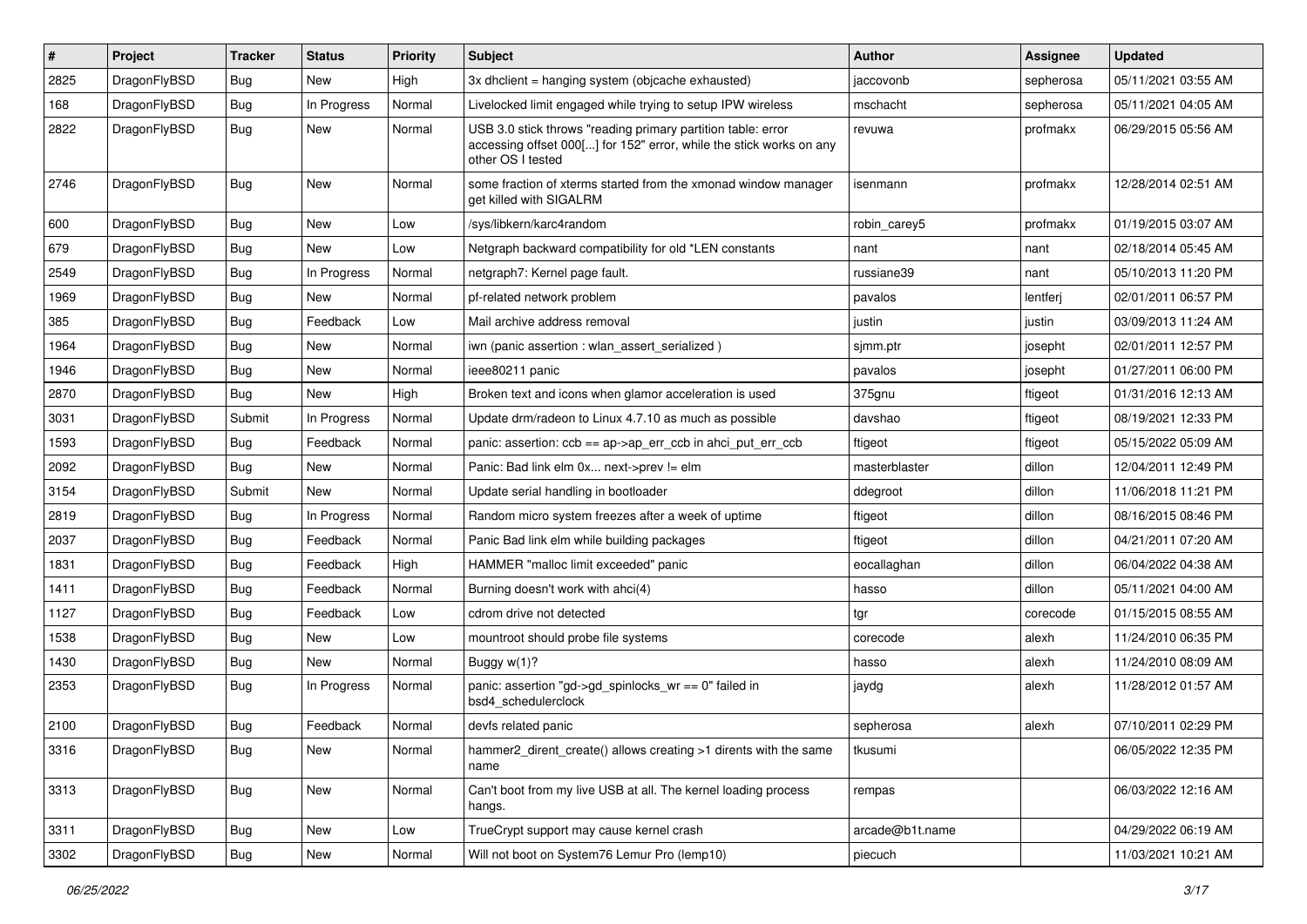| # | Project | Tracker | Status | Priority | Subject | Author | Assignee | Updated |
|---|---|---|---|---|---|---|---|---|
| 2825 | DragonFlyBSD | Bug | New | High | 3x dhclient = hanging system (objcache exhausted) | jaccovonb | sepherosa | 05/11/2021 03:55 AM |
| 168 | DragonFlyBSD | Bug | In Progress | Normal | Livelocked limit engaged while trying to setup IPW wireless | mschacht | sepherosa | 05/11/2021 04:05 AM |
| 2822 | DragonFlyBSD | Bug | New | Normal | USB 3.0 stick throws "reading primary partition table: error accessing offset 000[...] for 152" error, while the stick works on any other OS I tested | revuwa | profmakx | 06/29/2015 05:56 AM |
| 2746 | DragonFlyBSD | Bug | New | Normal | some fraction of xterms started from the xmonad window manager get killed with SIGALRM | isenmann | profmakx | 12/28/2014 02:51 AM |
| 600 | DragonFlyBSD | Bug | New | Low | /sys/libkern/karc4random | robin_carey5 | profmakx | 01/19/2015 03:07 AM |
| 679 | DragonFlyBSD | Bug | New | Low | Netgraph backward compatibility for old *LEN constants | nant | nant | 02/18/2014 05:45 AM |
| 2549 | DragonFlyBSD | Bug | In Progress | Normal | netgraph7: Kernel page fault. | russiane39 | nant | 05/10/2013 11:20 PM |
| 1969 | DragonFlyBSD | Bug | New | Normal | pf-related network problem | pavalos | lentferj | 02/01/2011 06:57 PM |
| 385 | DragonFlyBSD | Bug | Feedback | Low | Mail archive address removal | justin | justin | 03/09/2013 11:24 AM |
| 1964 | DragonFlyBSD | Bug | New | Normal | iwn (panic assertion : wlan_assert_serialized ) | sjmm.ptr | josepht | 02/01/2011 12:57 PM |
| 1946 | DragonFlyBSD | Bug | New | Normal | ieee80211 panic | pavalos | josepht | 01/27/2011 06:00 PM |
| 2870 | DragonFlyBSD | Bug | New | High | Broken text and icons when glamor acceleration is used | 375gnu | ftigeot | 01/31/2016 12:13 AM |
| 3031 | DragonFlyBSD | Submit | In Progress | Normal | Update drm/radeon to Linux 4.7.10 as much as possible | davshao | ftigeot | 08/19/2021 12:33 PM |
| 1593 | DragonFlyBSD | Bug | Feedback | Normal | panic: assertion: ccb == ap->ap_err_ccb in ahci_put_err_ccb | ftigeot | ftigeot | 05/15/2022 05:09 AM |
| 2092 | DragonFlyBSD | Bug | New | Normal | Panic: Bad link elm 0x... next->prev != elm | masterblaster | dillon | 12/04/2011 12:49 PM |
| 3154 | DragonFlyBSD | Submit | New | Normal | Update serial handling in bootloader | ddegroot | dillon | 11/06/2018 11:21 PM |
| 2819 | DragonFlyBSD | Bug | In Progress | Normal | Random micro system freezes after a week of uptime | ftigeot | dillon | 08/16/2015 08:46 PM |
| 2037 | DragonFlyBSD | Bug | Feedback | Normal | Panic Bad link elm while building packages | ftigeot | dillon | 04/21/2011 07:20 AM |
| 1831 | DragonFlyBSD | Bug | Feedback | High | HAMMER "malloc limit exceeded" panic | eocallaghan | dillon | 06/04/2022 04:38 AM |
| 1411 | DragonFlyBSD | Bug | Feedback | Normal | Burning doesn't work with ahci(4) | hasso | dillon | 05/11/2021 04:00 AM |
| 1127 | DragonFlyBSD | Bug | Feedback | Low | cdrom drive not detected | tgr | corecode | 01/15/2015 08:55 AM |
| 1538 | DragonFlyBSD | Bug | New | Low | mountroot should probe file systems | corecode | alexh | 11/24/2010 06:35 PM |
| 1430 | DragonFlyBSD | Bug | New | Normal | Buggy w(1)? | hasso | alexh | 11/24/2010 08:09 AM |
| 2353 | DragonFlyBSD | Bug | In Progress | Normal | panic: assertion "gd->gd_spinlocks_wr == 0" failed in bsd4_schedulerclock | jaydg | alexh | 11/28/2012 01:57 AM |
| 2100 | DragonFlyBSD | Bug | Feedback | Normal | devfs related panic | sepherosa | alexh | 07/10/2011 02:29 PM |
| 3316 | DragonFlyBSD | Bug | New | Normal | hammer2_dirent_create() allows creating >1 dirents with the same name | tkusumi | | 06/05/2022 12:35 PM |
| 3313 | DragonFlyBSD | Bug | New | Normal | Can't boot from my live USB at all. The kernel loading process hangs. | rempas | | 06/03/2022 12:16 AM |
| 3311 | DragonFlyBSD | Bug | New | Low | TrueCrypt support may cause kernel crash | arcade@b1t.name | | 04/29/2022 06:19 AM |
| 3302 | DragonFlyBSD | Bug | New | Normal | Will not boot on System76 Lemur Pro (lemp10) | piecuch | | 11/03/2021 10:21 AM |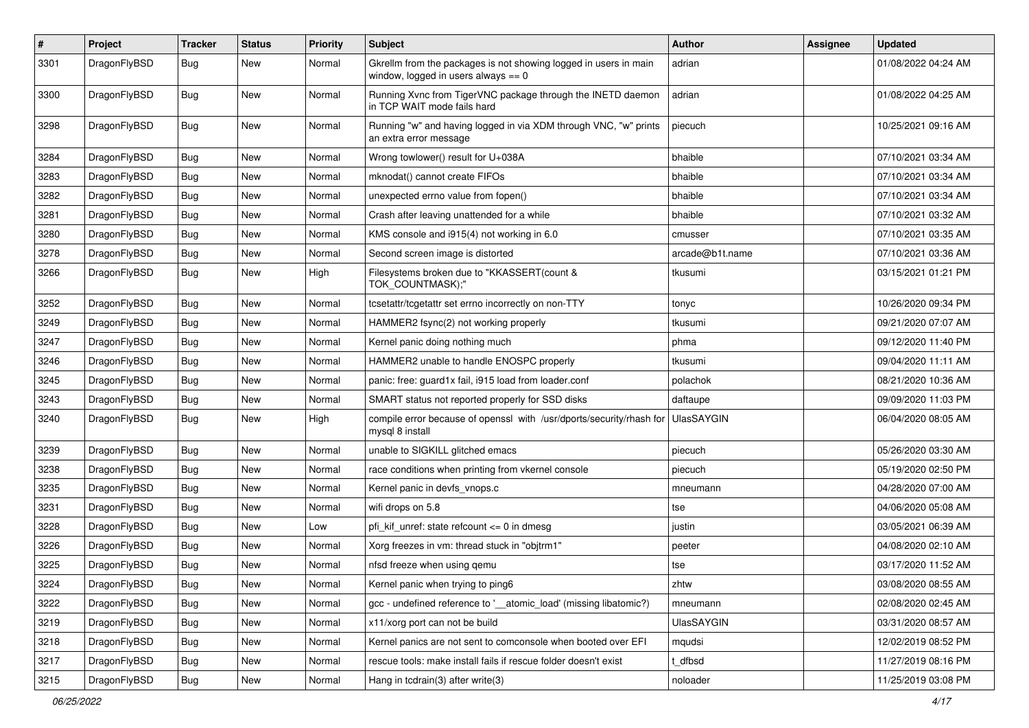| # | Project | Tracker | Status | Priority | Subject | Author | Assignee | Updated |
|---|---|---|---|---|---|---|---|---|
| 3301 | DragonFlyBSD | Bug | New | Normal | Gkrellm from the packages is not showing logged in users in main window, logged in users always == 0 | adrian | | 01/08/2022 04:24 AM |
| 3300 | DragonFlyBSD | Bug | New | Normal | Running Xvnc from TigerVNC package through the INETD daemon in TCP WAIT mode fails hard | adrian | | 01/08/2022 04:25 AM |
| 3298 | DragonFlyBSD | Bug | New | Normal | Running "w" and having logged in via XDM through VNC, "w" prints an extra error message | piecuch | | 10/25/2021 09:16 AM |
| 3284 | DragonFlyBSD | Bug | New | Normal | Wrong towlower() result for U+038A | bhaible | | 07/10/2021 03:34 AM |
| 3283 | DragonFlyBSD | Bug | New | Normal | mknodat() cannot create FIFOs | bhaible | | 07/10/2021 03:34 AM |
| 3282 | DragonFlyBSD | Bug | New | Normal | unexpected errno value from fopen() | bhaible | | 07/10/2021 03:34 AM |
| 3281 | DragonFlyBSD | Bug | New | Normal | Crash after leaving unattended for a while | bhaible | | 07/10/2021 03:32 AM |
| 3280 | DragonFlyBSD | Bug | New | Normal | KMS console and i915(4) not working in 6.0 | cmusser | | 07/10/2021 03:35 AM |
| 3278 | DragonFlyBSD | Bug | New | Normal | Second screen image is distorted | arcade@b1t.name | | 07/10/2021 03:36 AM |
| 3266 | DragonFlyBSD | Bug | New | High | Filesystems broken due to "KKASSERT(count & TOK_COUNTMASK);" | tkusumi | | 03/15/2021 01:21 PM |
| 3252 | DragonFlyBSD | Bug | New | Normal | tcsetattr/tcgetattr set errno incorrectly on non-TTY | tonyc | | 10/26/2020 09:34 PM |
| 3249 | DragonFlyBSD | Bug | New | Normal | HAMMER2 fsync(2) not working properly | tkusumi | | 09/21/2020 07:07 AM |
| 3247 | DragonFlyBSD | Bug | New | Normal | Kernel panic doing nothing much | phma | | 09/12/2020 11:40 PM |
| 3246 | DragonFlyBSD | Bug | New | Normal | HAMMER2 unable to handle ENOSPC properly | tkusumi | | 09/04/2020 11:11 AM |
| 3245 | DragonFlyBSD | Bug | New | Normal | panic: free: guard1x fail, i915 load from loader.conf | polachok | | 08/21/2020 10:36 AM |
| 3243 | DragonFlyBSD | Bug | New | Normal | SMART status not reported properly for SSD disks | daftaupe | | 09/09/2020 11:03 PM |
| 3240 | DragonFlyBSD | Bug | New | High | compile error because of openssl with /usr/dports/security/rhash for mysql 8 install | UlasSAYGIN | | 06/04/2020 08:05 AM |
| 3239 | DragonFlyBSD | Bug | New | Normal | unable to SIGKILL glitched emacs | piecuch | | 05/26/2020 03:30 AM |
| 3238 | DragonFlyBSD | Bug | New | Normal | race conditions when printing from vkernel console | piecuch | | 05/19/2020 02:50 PM |
| 3235 | DragonFlyBSD | Bug | New | Normal | Kernel panic in devfs_vnops.c | mneumann | | 04/28/2020 07:00 AM |
| 3231 | DragonFlyBSD | Bug | New | Normal | wifi drops on 5.8 | tse | | 04/06/2020 05:08 AM |
| 3228 | DragonFlyBSD | Bug | New | Low | pfi_kif_unref: state refcount <= 0 in dmesg | justin | | 03/05/2021 06:39 AM |
| 3226 | DragonFlyBSD | Bug | New | Normal | Xorg freezes in vm: thread stuck in "objtrm1" | peeter | | 04/08/2020 02:10 AM |
| 3225 | DragonFlyBSD | Bug | New | Normal | nfsd freeze when using qemu | tse | | 03/17/2020 11:52 AM |
| 3224 | DragonFlyBSD | Bug | New | Normal | Kernel panic when trying to ping6 | zhtw | | 03/08/2020 08:55 AM |
| 3222 | DragonFlyBSD | Bug | New | Normal | gcc - undefined reference to '__atomic_load' (missing libatomic?) | mneumann | | 02/08/2020 02:45 AM |
| 3219 | DragonFlyBSD | Bug | New | Normal | x11/xorg port can not be build | UlasSAYGIN | | 03/31/2020 08:57 AM |
| 3218 | DragonFlyBSD | Bug | New | Normal | Kernel panics are not sent to comconsole when booted over EFI | mqudsi | | 12/02/2019 08:52 PM |
| 3217 | DragonFlyBSD | Bug | New | Normal | rescue tools: make install fails if rescue folder doesn't exist | t_dfbsd | | 11/27/2019 08:16 PM |
| 3215 | DragonFlyBSD | Bug | New | Normal | Hang in tcdrain(3) after write(3) | noloader | | 11/25/2019 03:08 PM |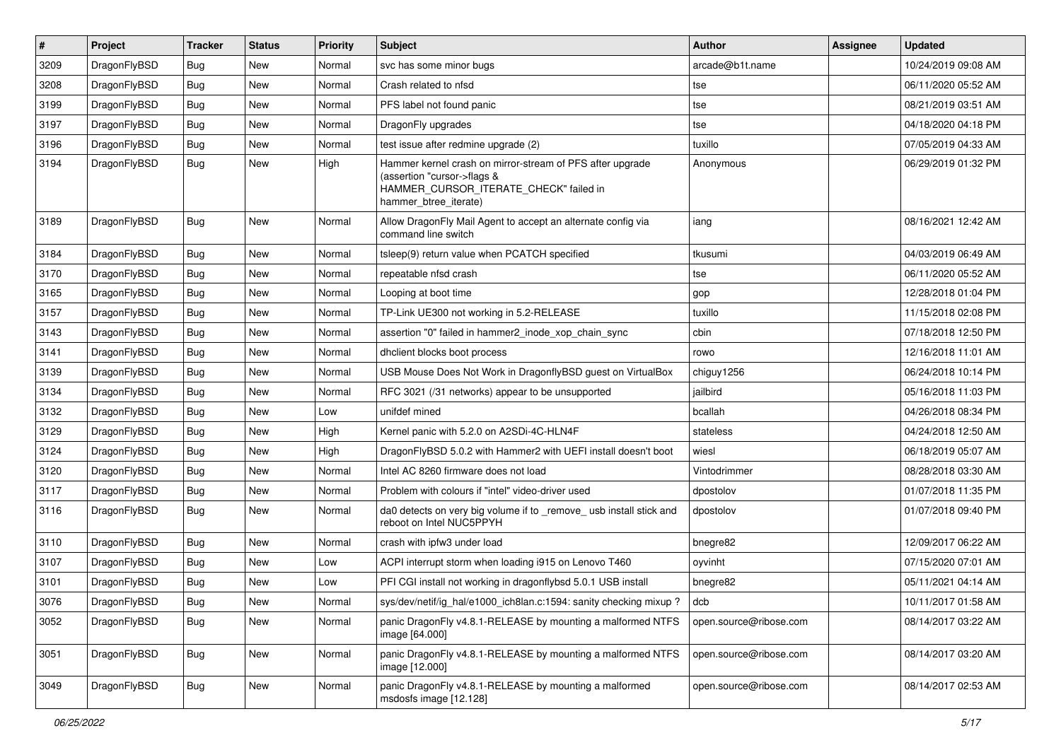| # | Project | Tracker | Status | Priority | Subject | Author | Assignee | Updated |
|---|---|---|---|---|---|---|---|---|
| 3209 | DragonFlyBSD | Bug | New | Normal | svc has some minor bugs | arcade@b1t.name | | 10/24/2019 09:08 AM |
| 3208 | DragonFlyBSD | Bug | New | Normal | Crash related to nfsd | tse | | 06/11/2020 05:52 AM |
| 3199 | DragonFlyBSD | Bug | New | Normal | PFS label not found panic | tse | | 08/21/2019 03:51 AM |
| 3197 | DragonFlyBSD | Bug | New | Normal | DragonFly upgrades | tse | | 04/18/2020 04:18 PM |
| 3196 | DragonFlyBSD | Bug | New | Normal | test issue after redmine upgrade (2) | tuxillo | | 07/05/2019 04:33 AM |
| 3194 | DragonFlyBSD | Bug | New | High | Hammer kernel crash on mirror-stream of PFS after upgrade (assertion "cursor->flags & HAMMER_CURSOR_ITERATE_CHECK" failed in hammer_btree_iterate) | Anonymous | | 06/29/2019 01:32 PM |
| 3189 | DragonFlyBSD | Bug | New | Normal | Allow DragonFly Mail Agent to accept an alternate config via command line switch | iang | | 08/16/2021 12:42 AM |
| 3184 | DragonFlyBSD | Bug | New | Normal | tsleep(9) return value when PCATCH specified | tkusumi | | 04/03/2019 06:49 AM |
| 3170 | DragonFlyBSD | Bug | New | Normal | repeatable nfsd crash | tse | | 06/11/2020 05:52 AM |
| 3165 | DragonFlyBSD | Bug | New | Normal | Looping at boot time | gop | | 12/28/2018 01:04 PM |
| 3157 | DragonFlyBSD | Bug | New | Normal | TP-Link UE300 not working in 5.2-RELEASE | tuxillo | | 11/15/2018 02:08 PM |
| 3143 | DragonFlyBSD | Bug | New | Normal | assertion "0" failed in hammer2_inode_xop_chain_sync | cbin | | 07/18/2018 12:50 PM |
| 3141 | DragonFlyBSD | Bug | New | Normal | dhclient blocks boot process | rowo | | 12/16/2018 11:01 AM |
| 3139 | DragonFlyBSD | Bug | New | Normal | USB Mouse Does Not Work in DragonflyBSD guest on VirtualBox | chiguy1256 | | 06/24/2018 10:14 PM |
| 3134 | DragonFlyBSD | Bug | New | Normal | RFC 3021 (/31 networks) appear to be unsupported | jailbird | | 05/16/2018 11:03 PM |
| 3132 | DragonFlyBSD | Bug | New | Low | unifdef mined | bcallah | | 04/26/2018 08:34 PM |
| 3129 | DragonFlyBSD | Bug | New | High | Kernel panic with 5.2.0 on A2SDi-4C-HLN4F | stateless | | 04/24/2018 12:50 AM |
| 3124 | DragonFlyBSD | Bug | New | High | DragonFlyBSD 5.0.2 with Hammer2 with UEFI install doesn't boot | wiesl | | 06/18/2019 05:07 AM |
| 3120 | DragonFlyBSD | Bug | New | Normal | Intel AC 8260 firmware does not load | Vintodrimmer | | 08/28/2018 03:30 AM |
| 3117 | DragonFlyBSD | Bug | New | Normal | Problem with colours if "intel" video-driver used | dpostolov | | 01/07/2018 11:35 PM |
| 3116 | DragonFlyBSD | Bug | New | Normal | da0 detects on very big volume if to _remove_ usb install stick and reboot on Intel NUC5PPYH | dpostolov | | 01/07/2018 09:40 PM |
| 3110 | DragonFlyBSD | Bug | New | Normal | crash with ipfw3 under load | bnegre82 | | 12/09/2017 06:22 AM |
| 3107 | DragonFlyBSD | Bug | New | Low | ACPI interrupt storm when loading i915 on Lenovo T460 | oyvinht | | 07/15/2020 07:01 AM |
| 3101 | DragonFlyBSD | Bug | New | Low | PFI CGI install not working in dragonflybsd 5.0.1 USB install | bnegre82 | | 05/11/2021 04:14 AM |
| 3076 | DragonFlyBSD | Bug | New | Normal | sys/dev/netif/ig_hal/e1000_ich8lan.c:1594: sanity checking mixup ? | dcb | | 10/11/2017 01:58 AM |
| 3052 | DragonFlyBSD | Bug | New | Normal | panic DragonFly v4.8.1-RELEASE by mounting a malformed NTFS image [64.000] | open.source@ribose.com | | 08/14/2017 03:22 AM |
| 3051 | DragonFlyBSD | Bug | New | Normal | panic DragonFly v4.8.1-RELEASE by mounting a malformed NTFS image [12.000] | open.source@ribose.com | | 08/14/2017 03:20 AM |
| 3049 | DragonFlyBSD | Bug | New | Normal | panic DragonFly v4.8.1-RELEASE by mounting a malformed msdosfs image [12.128] | open.source@ribose.com | | 08/14/2017 02:53 AM |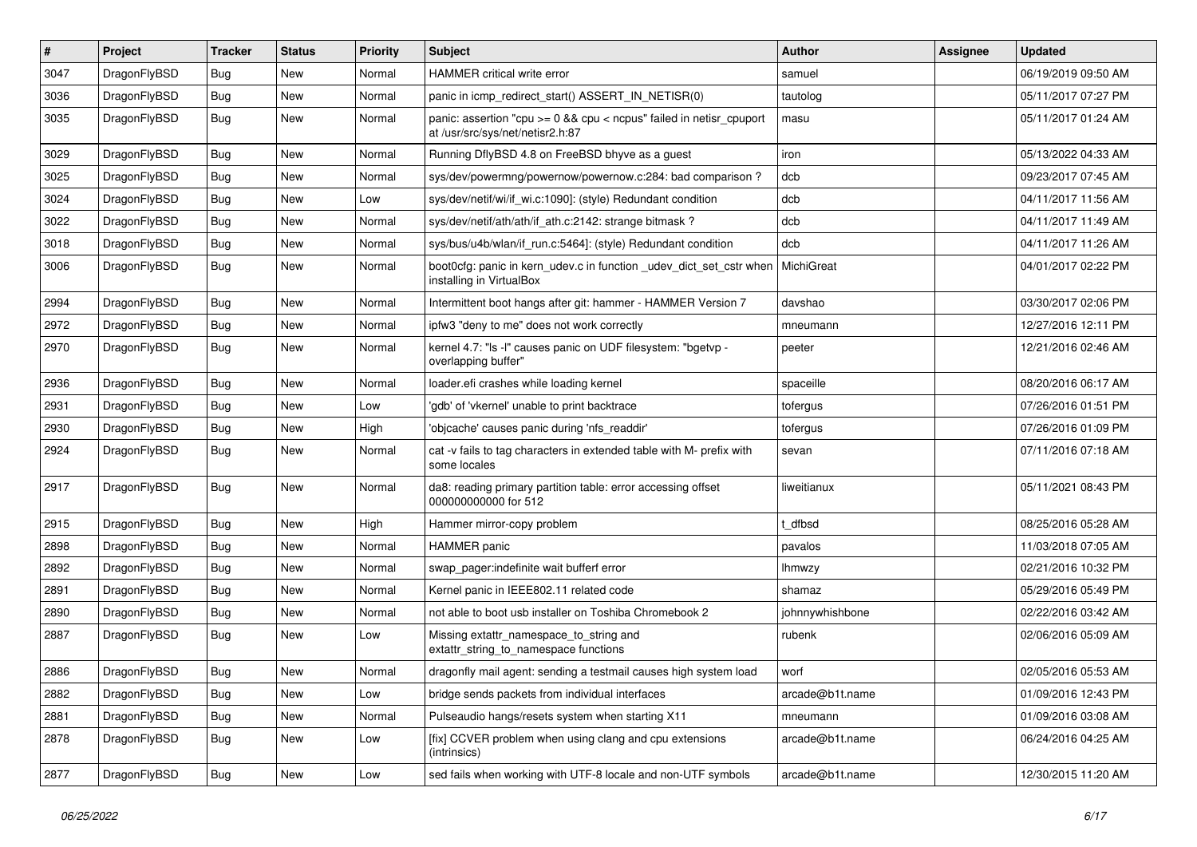| # | Project | Tracker | Status | Priority | Subject | Author | Assignee | Updated |
|---|---|---|---|---|---|---|---|---|
| 3047 | DragonFlyBSD | Bug | New | Normal | HAMMER critical write error | samuel | | 06/19/2019 09:50 AM |
| 3036 | DragonFlyBSD | Bug | New | Normal | panic in icmp_redirect_start() ASSERT_IN_NETISR(0) | tautolog | | 05/11/2017 07:27 PM |
| 3035 | DragonFlyBSD | Bug | New | Normal | panic: assertion "cpu >= 0 && cpu < ncpus" failed in netisr_cpuport at /usr/src/sys/net/netisr2.h:87 | masu | | 05/11/2017 01:24 AM |
| 3029 | DragonFlyBSD | Bug | New | Normal | Running DflyBSD 4.8 on FreeBSD bhyve as a guest | iron | | 05/13/2022 04:33 AM |
| 3025 | DragonFlyBSD | Bug | New | Normal | sys/dev/powermng/powernow/powernow.c:284: bad comparison ? | dcb | | 09/23/2017 07:45 AM |
| 3024 | DragonFlyBSD | Bug | New | Low | sys/dev/netif/wi/if_wi.c:1090]: (style) Redundant condition | dcb | | 04/11/2017 11:56 AM |
| 3022 | DragonFlyBSD | Bug | New | Normal | sys/dev/netif/ath/ath/if_ath.c:2142: strange bitmask ? | dcb | | 04/11/2017 11:49 AM |
| 3018 | DragonFlyBSD | Bug | New | Normal | sys/bus/u4b/wlan/if_run.c:5464]: (style) Redundant condition | dcb | | 04/11/2017 11:26 AM |
| 3006 | DragonFlyBSD | Bug | New | Normal | boot0cfg: panic in kern_udev.c in function _udev_dict_set_cstr when installing in VirtualBox | MichiGreat | | 04/01/2017 02:22 PM |
| 2994 | DragonFlyBSD | Bug | New | Normal | Intermittent boot hangs after git: hammer - HAMMER Version 7 | davshao | | 03/30/2017 02:06 PM |
| 2972 | DragonFlyBSD | Bug | New | Normal | ipfw3 "deny to me" does not work correctly | mneumann | | 12/27/2016 12:11 PM |
| 2970 | DragonFlyBSD | Bug | New | Normal | kernel 4.7: "ls -l" causes panic on UDF filesystem: "bgetvp - overlapping buffer" | peeter | | 12/21/2016 02:46 AM |
| 2936 | DragonFlyBSD | Bug | New | Normal | loader.efi crashes while loading kernel | spaceille | | 08/20/2016 06:17 AM |
| 2931 | DragonFlyBSD | Bug | New | Low | 'gdb' of 'vkernel' unable to print backtrace | tofergus | | 07/26/2016 01:51 PM |
| 2930 | DragonFlyBSD | Bug | New | High | 'objcache' causes panic during 'nfs_readdir' | tofergus | | 07/26/2016 01:09 PM |
| 2924 | DragonFlyBSD | Bug | New | Normal | cat -v fails to tag characters in extended table with M- prefix with some locales | sevan | | 07/11/2016 07:18 AM |
| 2917 | DragonFlyBSD | Bug | New | Normal | da8: reading primary partition table: error accessing offset 000000000000 for 512 | liweitianux | | 05/11/2021 08:43 PM |
| 2915 | DragonFlyBSD | Bug | New | High | Hammer mirror-copy problem | t_dfbsd | | 08/25/2016 05:28 AM |
| 2898 | DragonFlyBSD | Bug | New | Normal | HAMMER panic | pavalos | | 11/03/2018 07:05 AM |
| 2892 | DragonFlyBSD | Bug | New | Normal | swap_pager:indefinite wait bufferf error | lhmwzy | | 02/21/2016 10:32 PM |
| 2891 | DragonFlyBSD | Bug | New | Normal | Kernel panic in IEEE802.11 related code | shamaz | | 05/29/2016 05:49 PM |
| 2890 | DragonFlyBSD | Bug | New | Normal | not able to boot usb installer on Toshiba Chromebook 2 | johnnywhishbone | | 02/22/2016 03:42 AM |
| 2887 | DragonFlyBSD | Bug | New | Low | Missing extattr_namespace_to_string and extattr_string_to_namespace functions | rubenk | | 02/06/2016 05:09 AM |
| 2886 | DragonFlyBSD | Bug | New | Normal | dragonfly mail agent: sending a testmail causes high system load | worf | | 02/05/2016 05:53 AM |
| 2882 | DragonFlyBSD | Bug | New | Low | bridge sends packets from individual interfaces | arcade@b1t.name | | 01/09/2016 12:43 PM |
| 2881 | DragonFlyBSD | Bug | New | Normal | Pulseaudio hangs/resets system when starting X11 | mneumann | | 01/09/2016 03:08 AM |
| 2878 | DragonFlyBSD | Bug | New | Low | [fix] CCVER problem when using clang and cpu extensions (intrinsics) | arcade@b1t.name | | 06/24/2016 04:25 AM |
| 2877 | DragonFlyBSD | Bug | New | Low | sed fails when working with UTF-8 locale and non-UTF symbols | arcade@b1t.name | | 12/30/2015 11:20 AM |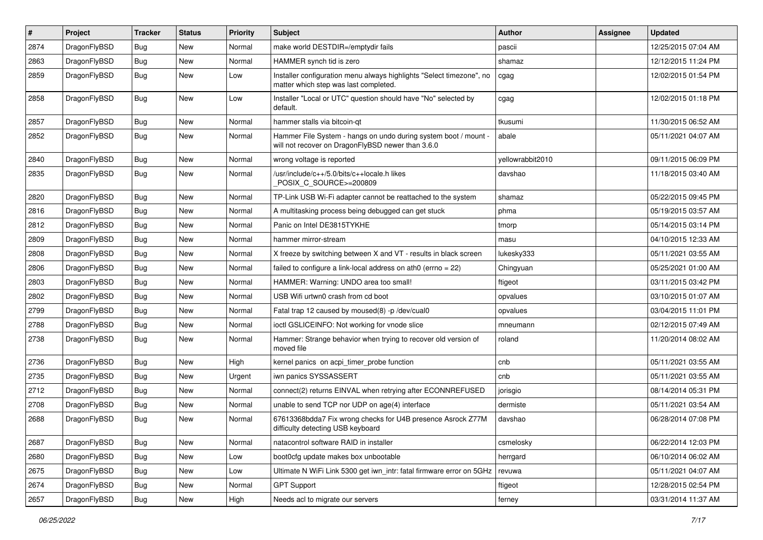| # | Project | Tracker | Status | Priority | Subject | Author | Assignee | Updated |
|---|---|---|---|---|---|---|---|---|
| 2874 | DragonFlyBSD | Bug | New | Normal | make world DESTDIR=/emptydir fails | pascii | | 12/25/2015 07:04 AM |
| 2863 | DragonFlyBSD | Bug | New | Normal | HAMMER synch tid is zero | shamaz | | 12/12/2015 11:24 PM |
| 2859 | DragonFlyBSD | Bug | New | Low | Installer configuration menu always highlights "Select timezone", no matter which step was last completed. | cgag | | 12/02/2015 01:54 PM |
| 2858 | DragonFlyBSD | Bug | New | Low | Installer "Local or UTC" question should have "No" selected by default. | cgag | | 12/02/2015 01:18 PM |
| 2857 | DragonFlyBSD | Bug | New | Normal | hammer stalls via bitcoin-qt | tkusumi | | 11/30/2015 06:52 AM |
| 2852 | DragonFlyBSD | Bug | New | Normal | Hammer File System - hangs on undo during system boot / mount - will not recover on DragonFlyBSD newer than 3.6.0 | abale | | 05/11/2021 04:07 AM |
| 2840 | DragonFlyBSD | Bug | New | Normal | wrong voltage is reported | yellowrabbit2010 | | 09/11/2015 06:09 PM |
| 2835 | DragonFlyBSD | Bug | New | Normal | /usr/include/c++/5.0/bits/c++locale.h likes _POSIX_C_SOURCE>=200809 | davshao | | 11/18/2015 03:40 AM |
| 2820 | DragonFlyBSD | Bug | New | Normal | TP-Link USB Wi-Fi adapter cannot be reattached to the system | shamaz | | 05/22/2015 09:45 PM |
| 2816 | DragonFlyBSD | Bug | New | Normal | A multitasking process being debugged can get stuck | phma | | 05/19/2015 03:57 AM |
| 2812 | DragonFlyBSD | Bug | New | Normal | Panic on Intel DE3815TYKHE | tmorp | | 05/14/2015 03:14 PM |
| 2809 | DragonFlyBSD | Bug | New | Normal | hammer mirror-stream | masu | | 04/10/2015 12:33 AM |
| 2808 | DragonFlyBSD | Bug | New | Normal | X freeze by switching between X and VT - results in black screen | lukesky333 | | 05/11/2021 03:55 AM |
| 2806 | DragonFlyBSD | Bug | New | Normal | failed to configure a link-local address on ath0 (errno = 22) | Chingyuan | | 05/25/2021 01:00 AM |
| 2803 | DragonFlyBSD | Bug | New | Normal | HAMMER: Warning: UNDO area too small! | ftigeot | | 03/11/2015 03:42 PM |
| 2802 | DragonFlyBSD | Bug | New | Normal | USB Wifi urtwn0 crash from cd boot | opvalues | | 03/10/2015 01:07 AM |
| 2799 | DragonFlyBSD | Bug | New | Normal | Fatal trap 12 caused by moused(8) -p /dev/cual0 | opvalues | | 03/04/2015 11:01 PM |
| 2788 | DragonFlyBSD | Bug | New | Normal | ioctl GSLICEINFO: Not working for vnode slice | mneumann | | 02/12/2015 07:49 AM |
| 2738 | DragonFlyBSD | Bug | New | Normal | Hammer: Strange behavior when trying to recover old version of moved file | roland | | 11/20/2014 08:02 AM |
| 2736 | DragonFlyBSD | Bug | New | High | kernel panics on acpi_timer_probe function | cnb | | 05/11/2021 03:55 AM |
| 2735 | DragonFlyBSD | Bug | New | Urgent | iwn panics SYSSASSERT | cnb | | 05/11/2021 03:55 AM |
| 2712 | DragonFlyBSD | Bug | New | Normal | connect(2) returns EINVAL when retrying after ECONNREFUSED | jorisgio | | 08/14/2014 05:31 PM |
| 2708 | DragonFlyBSD | Bug | New | Normal | unable to send TCP nor UDP on age(4) interface | dermiste | | 05/11/2021 03:54 AM |
| 2688 | DragonFlyBSD | Bug | New | Normal | 67613368bdda7 Fix wrong checks for U4B presence Asrock Z77M difficulty detecting USB keyboard | davshao | | 06/28/2014 07:08 PM |
| 2687 | DragonFlyBSD | Bug | New | Normal | natacontrol software RAID in installer | csmelosky | | 06/22/2014 12:03 PM |
| 2680 | DragonFlyBSD | Bug | New | Low | boot0cfg update makes box unbootable | herrgard | | 06/10/2014 06:02 AM |
| 2675 | DragonFlyBSD | Bug | New | Low | Ultimate N WiFi Link 5300 get iwn_intr: fatal firmware error on 5GHz | revuwa | | 05/11/2021 04:07 AM |
| 2674 | DragonFlyBSD | Bug | New | Normal | GPT Support | ftigeot | | 12/28/2015 02:54 PM |
| 2657 | DragonFlyBSD | Bug | New | High | Needs acl to migrate our servers | ferney | | 03/31/2014 11:37 AM |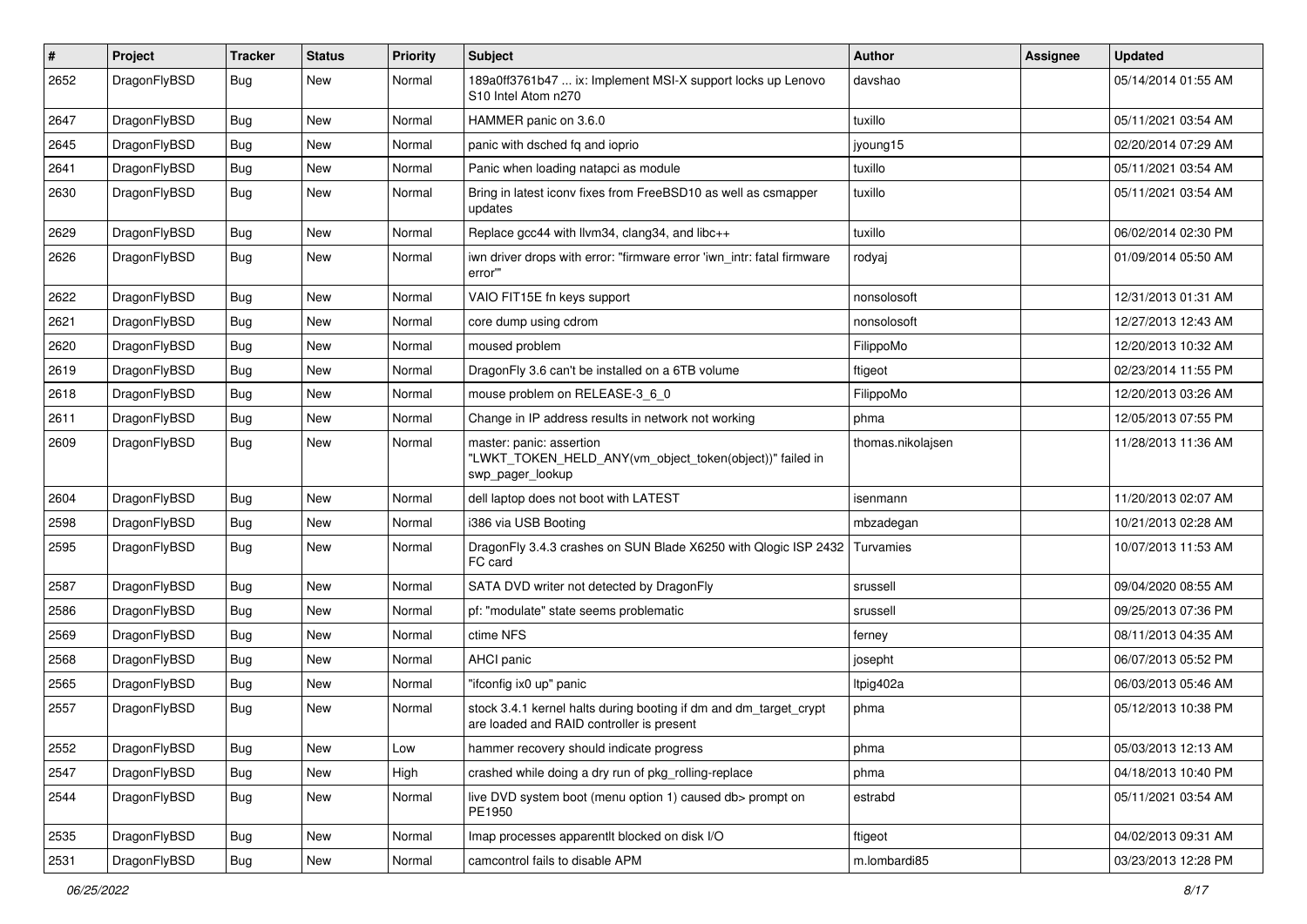| # | Project | Tracker | Status | Priority | Subject | Author | Assignee | Updated |
|---|---|---|---|---|---|---|---|---|
| 2652 | DragonFlyBSD | Bug | New | Normal | 189a0ff3761b47 ... ix: Implement MSI-X support locks up Lenovo S10 Intel Atom n270 | davshao | | 05/14/2014 01:55 AM |
| 2647 | DragonFlyBSD | Bug | New | Normal | HAMMER panic on 3.6.0 | tuxillo | | 05/11/2021 03:54 AM |
| 2645 | DragonFlyBSD | Bug | New | Normal | panic with dsched fq and ioprio | jyoung15 | | 02/20/2014 07:29 AM |
| 2641 | DragonFlyBSD | Bug | New | Normal | Panic when loading natapci as module | tuxillo | | 05/11/2021 03:54 AM |
| 2630 | DragonFlyBSD | Bug | New | Normal | Bring in latest iconv fixes from FreeBSD10 as well as csmapper updates | tuxillo | | 05/11/2021 03:54 AM |
| 2629 | DragonFlyBSD | Bug | New | Normal | Replace gcc44 with llvm34, clang34, and libc++ | tuxillo | | 06/02/2014 02:30 PM |
| 2626 | DragonFlyBSD | Bug | New | Normal | iwn driver drops with error: "firmware error 'iwn_intr: fatal firmware error'" | rodyaj | | 01/09/2014 05:50 AM |
| 2622 | DragonFlyBSD | Bug | New | Normal | VAIO FIT15E fn keys support | nonsolosoft | | 12/31/2013 01:31 AM |
| 2621 | DragonFlyBSD | Bug | New | Normal | core dump using cdrom | nonsolosoft | | 12/27/2013 12:43 AM |
| 2620 | DragonFlyBSD | Bug | New | Normal | moused problem | FilippoMo | | 12/20/2013 10:32 AM |
| 2619 | DragonFlyBSD | Bug | New | Normal | DragonFly 3.6 can't be installed on a 6TB volume | ftigeot | | 02/23/2014 11:55 PM |
| 2618 | DragonFlyBSD | Bug | New | Normal | mouse problem on RELEASE-3_6_0 | FilippoMo | | 12/20/2013 03:26 AM |
| 2611 | DragonFlyBSD | Bug | New | Normal | Change in IP address results in network not working | phma | | 12/05/2013 07:55 PM |
| 2609 | DragonFlyBSD | Bug | New | Normal | master: panic: assertion "LWKT_TOKEN_HELD_ANY(vm_object_token(object))" failed in swp_pager_lookup | thomas.nikolajsen | | 11/28/2013 11:36 AM |
| 2604 | DragonFlyBSD | Bug | New | Normal | dell laptop does not boot with LATEST | isenmann | | 11/20/2013 02:07 AM |
| 2598 | DragonFlyBSD | Bug | New | Normal | i386 via USB Booting | mbzadegan | | 10/21/2013 02:28 AM |
| 2595 | DragonFlyBSD | Bug | New | Normal | DragonFly 3.4.3 crashes on SUN Blade X6250 with Qlogic ISP 2432 FC card | Turvamies | | 10/07/2013 11:53 AM |
| 2587 | DragonFlyBSD | Bug | New | Normal | SATA DVD writer not detected by DragonFly | srussell | | 09/04/2020 08:55 AM |
| 2586 | DragonFlyBSD | Bug | New | Normal | pf: "modulate" state seems problematic | srussell | | 09/25/2013 07:36 PM |
| 2569 | DragonFlyBSD | Bug | New | Normal | ctime NFS | ferney | | 08/11/2013 04:35 AM |
| 2568 | DragonFlyBSD | Bug | New | Normal | AHCI panic | josepht | | 06/07/2013 05:52 PM |
| 2565 | DragonFlyBSD | Bug | New | Normal | "ifconfig ix0 up" panic | ltpig402a | | 06/03/2013 05:46 AM |
| 2557 | DragonFlyBSD | Bug | New | Normal | stock 3.4.1 kernel halts during booting if dm and dm_target_crypt are loaded and RAID controller is present | phma | | 05/12/2013 10:38 PM |
| 2552 | DragonFlyBSD | Bug | New | Low | hammer recovery should indicate progress | phma | | 05/03/2013 12:13 AM |
| 2547 | DragonFlyBSD | Bug | New | High | crashed while doing a dry run of pkg_rolling-replace | phma | | 04/18/2013 10:40 PM |
| 2544 | DragonFlyBSD | Bug | New | Normal | live DVD system boot (menu option 1) caused db> prompt on PE1950 | estrabd | | 05/11/2021 03:54 AM |
| 2535 | DragonFlyBSD | Bug | New | Normal | Imap processes apparentlt blocked on disk I/O | ftigeot | | 04/02/2013 09:31 AM |
| 2531 | DragonFlyBSD | Bug | New | Normal | camcontrol fails to disable APM | m.lombardi85 | | 03/23/2013 12:28 PM |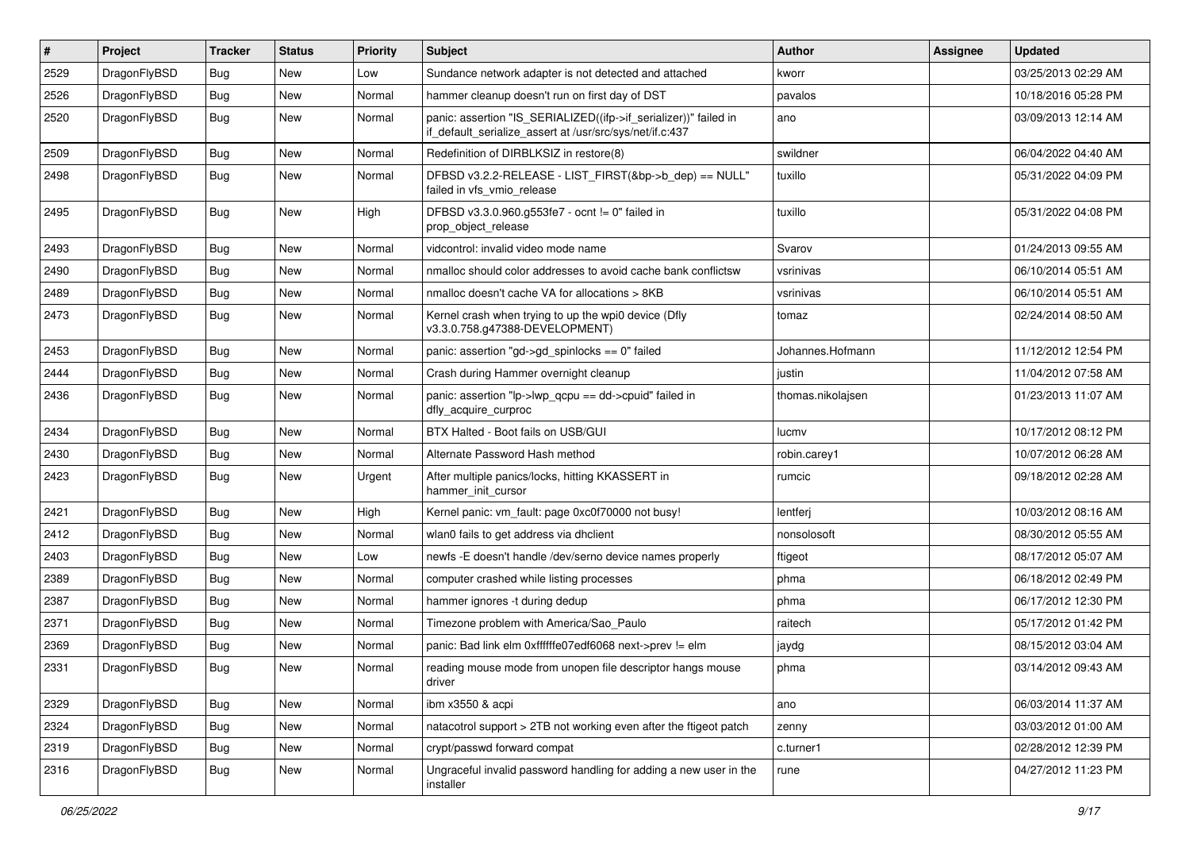| # | Project | Tracker | Status | Priority | Subject | Author | Assignee | Updated |
|---|---|---|---|---|---|---|---|---|
| 2529 | DragonFlyBSD | Bug | New | Low | Sundance network adapter is not detected and attached | kworr | | 03/25/2013 02:29 AM |
| 2526 | DragonFlyBSD | Bug | New | Normal | hammer cleanup doesn't run on first day of DST | pavalos | | 10/18/2016 05:28 PM |
| 2520 | DragonFlyBSD | Bug | New | Normal | panic: assertion "IS_SERIALIZED((ifp->if_serializer))" failed in if_default_serialize_assert at /usr/src/sys/net/if.c:437 | ano | | 03/09/2013 12:14 AM |
| 2509 | DragonFlyBSD | Bug | New | Normal | Redefinition of DIRBLKSIZ in restore(8) | swildner | | 06/04/2022 04:40 AM |
| 2498 | DragonFlyBSD | Bug | New | Normal | DFBSD v3.2.2-RELEASE - LIST_FIRST(&bp->b_dep) == NULL" failed in vfs_vmio_release | tuxillo | | 05/31/2022 04:09 PM |
| 2495 | DragonFlyBSD | Bug | New | High | DFBSD v3.3.0.960.g553fe7 - ocnt != 0" failed in prop_object_release | tuxillo | | 05/31/2022 04:08 PM |
| 2493 | DragonFlyBSD | Bug | New | Normal | vidcontrol: invalid video mode name | Svarov | | 01/24/2013 09:55 AM |
| 2490 | DragonFlyBSD | Bug | New | Normal | nmalloc should color addresses to avoid cache bank conflictsw | vsrinivas | | 06/10/2014 05:51 AM |
| 2489 | DragonFlyBSD | Bug | New | Normal | nmalloc doesn't cache VA for allocations > 8KB | vsrinivas | | 06/10/2014 05:51 AM |
| 2473 | DragonFlyBSD | Bug | New | Normal | Kernel crash when trying to up the wpi0 device (Dfly v3.3.0.758.g47388-DEVELOPMENT) | tomaz | | 02/24/2014 08:50 AM |
| 2453 | DragonFlyBSD | Bug | New | Normal | panic: assertion "gd->gd_spinlocks == 0" failed | Johannes.Hofmann | | 11/12/2012 12:54 PM |
| 2444 | DragonFlyBSD | Bug | New | Normal | Crash during Hammer overnight cleanup | justin | | 11/04/2012 07:58 AM |
| 2436 | DragonFlyBSD | Bug | New | Normal | panic: assertion "lp->lwp_qcpu == dd->cpuid" failed in dfly_acquire_curproc | thomas.nikolajsen | | 01/23/2013 11:07 AM |
| 2434 | DragonFlyBSD | Bug | New | Normal | BTX Halted - Boot fails on USB/GUI | lucmv | | 10/17/2012 08:12 PM |
| 2430 | DragonFlyBSD | Bug | New | Normal | Alternate Password Hash method | robin.carey1 | | 10/07/2012 06:28 AM |
| 2423 | DragonFlyBSD | Bug | New | Urgent | After multiple panics/locks, hitting KKASSERT in hammer_init_cursor | rumcic | | 09/18/2012 02:28 AM |
| 2421 | DragonFlyBSD | Bug | New | High | Kernel panic: vm_fault: page 0xc0f70000 not busy! | lentferj | | 10/03/2012 08:16 AM |
| 2412 | DragonFlyBSD | Bug | New | Normal | wlan0 fails to get address via dhclient | nonsolosoft | | 08/30/2012 05:55 AM |
| 2403 | DragonFlyBSD | Bug | New | Low | newfs -E doesn't handle /dev/serno device names properly | ftigeot | | 08/17/2012 05:07 AM |
| 2389 | DragonFlyBSD | Bug | New | Normal | computer crashed while listing processes | phma | | 06/18/2012 02:49 PM |
| 2387 | DragonFlyBSD | Bug | New | Normal | hammer ignores -t during dedup | phma | | 06/17/2012 12:30 PM |
| 2371 | DragonFlyBSD | Bug | New | Normal | Timezone problem with America/Sao_Paulo | raitech | | 05/17/2012 01:42 PM |
| 2369 | DragonFlyBSD | Bug | New | Normal | panic: Bad link elm 0xffffffe07edf6068 next->prev != elm | jaydg | | 08/15/2012 03:04 AM |
| 2331 | DragonFlyBSD | Bug | New | Normal | reading mouse mode from unopen file descriptor hangs mouse driver | phma | | 03/14/2012 09:43 AM |
| 2329 | DragonFlyBSD | Bug | New | Normal | ibm x3550 & acpi | ano | | 06/03/2014 11:37 AM |
| 2324 | DragonFlyBSD | Bug | New | Normal | natacotrol support > 2TB not working even after the ftigeot patch | zenny | | 03/03/2012 01:00 AM |
| 2319 | DragonFlyBSD | Bug | New | Normal | crypt/passwd forward compat | c.turner1 | | 02/28/2012 12:39 PM |
| 2316 | DragonFlyBSD | Bug | New | Normal | Ungraceful invalid password handling for adding a new user in the installer | rune | | 04/27/2012 11:23 PM |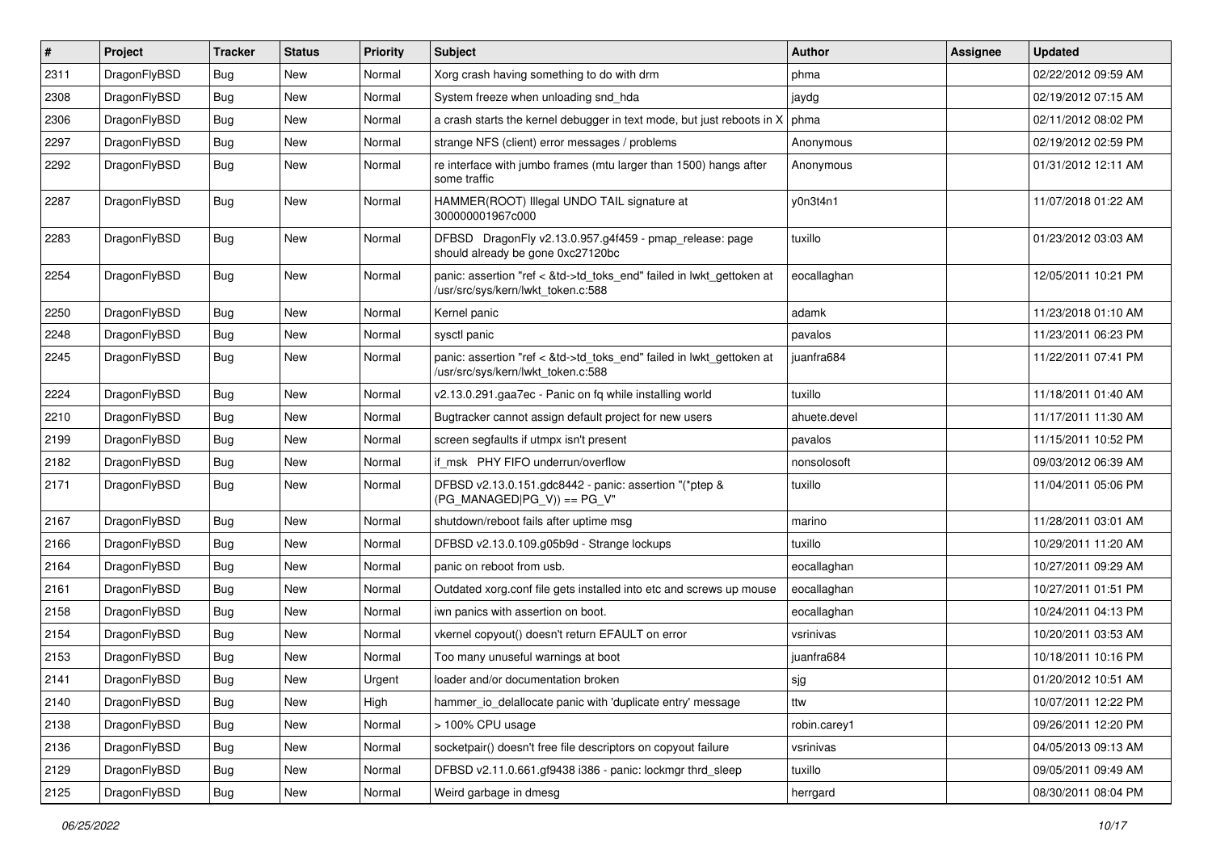| # | Project | Tracker | Status | Priority | Subject | Author | Assignee | Updated |
|---|---|---|---|---|---|---|---|---|
| 2311 | DragonFlyBSD | Bug | New | Normal | Xorg crash having something to do with drm | phma | | 02/22/2012 09:59 AM |
| 2308 | DragonFlyBSD | Bug | New | Normal | System freeze when unloading snd_hda | jaydg | | 02/19/2012 07:15 AM |
| 2306 | DragonFlyBSD | Bug | New | Normal | a crash starts the kernel debugger in text mode, but just reboots in X | phma | | 02/11/2012 08:02 PM |
| 2297 | DragonFlyBSD | Bug | New | Normal | strange NFS (client) error messages / problems | Anonymous | | 02/19/2012 02:59 PM |
| 2292 | DragonFlyBSD | Bug | New | Normal | re interface with jumbo frames (mtu larger than 1500) hangs after some traffic | Anonymous | | 01/31/2012 12:11 AM |
| 2287 | DragonFlyBSD | Bug | New | Normal | HAMMER(ROOT) Illegal UNDO TAIL signature at 300000001967c000 | y0n3t4n1 | | 11/07/2018 01:22 AM |
| 2283 | DragonFlyBSD | Bug | New | Normal | DFBSD DragonFly v2.13.0.957.g4f459 - pmap_release: page should already be gone 0xc27120bc | tuxillo | | 01/23/2012 03:03 AM |
| 2254 | DragonFlyBSD | Bug | New | Normal | panic: assertion "ref < &td->td_toks_end" failed in lwkt_gettoken at /usr/src/sys/kern/lwkt_token.c:588 | eocallaghan | | 12/05/2011 10:21 PM |
| 2250 | DragonFlyBSD | Bug | New | Normal | Kernel panic | adamk | | 11/23/2018 01:10 AM |
| 2248 | DragonFlyBSD | Bug | New | Normal | sysctl panic | pavalos | | 11/23/2011 06:23 PM |
| 2245 | DragonFlyBSD | Bug | New | Normal | panic: assertion "ref < &td->td_toks_end" failed in lwkt_gettoken at /usr/src/sys/kern/lwkt_token.c:588 | juanfra684 | | 11/22/2011 07:41 PM |
| 2224 | DragonFlyBSD | Bug | New | Normal | v2.13.0.291.gaa7ec - Panic on fq while installing world | tuxillo | | 11/18/2011 01:40 AM |
| 2210 | DragonFlyBSD | Bug | New | Normal | Bugtracker cannot assign default project for new users | ahuete.devel | | 11/17/2011 11:30 AM |
| 2199 | DragonFlyBSD | Bug | New | Normal | screen segfaults if utmpx isn't present | pavalos | | 11/15/2011 10:52 PM |
| 2182 | DragonFlyBSD | Bug | New | Normal | if_msk PHY FIFO underrun/overflow | nonsolosoft | | 09/03/2012 06:39 AM |
| 2171 | DragonFlyBSD | Bug | New | Normal | DFBSD v2.13.0.151.gdc8442 - panic: assertion "(*ptep & (PG_MANAGED\|PG_V)) == PG_V" | tuxillo | | 11/04/2011 05:06 PM |
| 2167 | DragonFlyBSD | Bug | New | Normal | shutdown/reboot fails after uptime msg | marino | | 11/28/2011 03:01 AM |
| 2166 | DragonFlyBSD | Bug | New | Normal | DFBSD v2.13.0.109.g05b9d - Strange lockups | tuxillo | | 10/29/2011 11:20 AM |
| 2164 | DragonFlyBSD | Bug | New | Normal | panic on reboot from usb. | eocallaghan | | 10/27/2011 09:29 AM |
| 2161 | DragonFlyBSD | Bug | New | Normal | Outdated xorg.conf file gets installed into etc and screws up mouse | eocallaghan | | 10/27/2011 01:51 PM |
| 2158 | DragonFlyBSD | Bug | New | Normal | iwn panics with assertion on boot. | eocallaghan | | 10/24/2011 04:13 PM |
| 2154 | DragonFlyBSD | Bug | New | Normal | vkernel copyout() doesn't return EFAULT on error | vsrinivas | | 10/20/2011 03:53 AM |
| 2153 | DragonFlyBSD | Bug | New | Normal | Too many unuseful warnings at boot | juanfra684 | | 10/18/2011 10:16 PM |
| 2141 | DragonFlyBSD | Bug | New | Urgent | loader and/or documentation broken | sjg | | 01/20/2012 10:51 AM |
| 2140 | DragonFlyBSD | Bug | New | High | hammer_io_delallocate panic with 'duplicate entry' message | ttw | | 10/07/2011 12:22 PM |
| 2138 | DragonFlyBSD | Bug | New | Normal | > 100% CPU usage | robin.carey1 | | 09/26/2011 12:20 PM |
| 2136 | DragonFlyBSD | Bug | New | Normal | socketpair() doesn't free file descriptors on copyout failure | vsrinivas | | 04/05/2013 09:13 AM |
| 2129 | DragonFlyBSD | Bug | New | Normal | DFBSD v2.11.0.661.gf9438 i386 - panic: lockmgr thrd_sleep | tuxillo | | 09/05/2011 09:49 AM |
| 2125 | DragonFlyBSD | Bug | New | Normal | Weird garbage in dmesg | herrgard | | 08/30/2011 08:04 PM |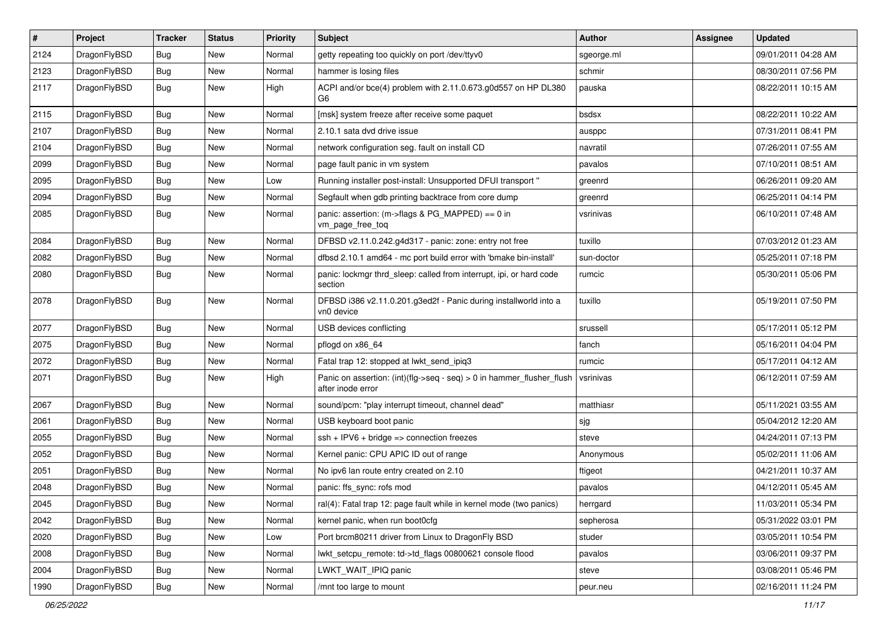| # | Project | Tracker | Status | Priority | Subject | Author | Assignee | Updated |
|---|---|---|---|---|---|---|---|---|
| 2124 | DragonFlyBSD | Bug | New | Normal | getty repeating too quickly on port /dev/ttyv0 | sgeorge.ml | | 09/01/2011 04:28 AM |
| 2123 | DragonFlyBSD | Bug | New | Normal | hammer is losing files | schmir | | 08/30/2011 07:56 PM |
| 2117 | DragonFlyBSD | Bug | New | High | ACPI and/or bce(4) problem with 2.11.0.673.g0d557 on HP DL380 G6 | pauska | | 08/22/2011 10:15 AM |
| 2115 | DragonFlyBSD | Bug | New | Normal | [msk] system freeze after receive some paquet | bsdsx | | 08/22/2011 10:22 AM |
| 2107 | DragonFlyBSD | Bug | New | Normal | 2.10.1 sata dvd drive issue | ausppc | | 07/31/2011 08:41 PM |
| 2104 | DragonFlyBSD | Bug | New | Normal | network configuration seg. fault on install CD | navratil | | 07/26/2011 07:55 AM |
| 2099 | DragonFlyBSD | Bug | New | Normal | page fault panic in vm system | pavalos | | 07/10/2011 08:51 AM |
| 2095 | DragonFlyBSD | Bug | New | Low | Running installer post-install: Unsupported DFUI transport " | greenrd | | 06/26/2011 09:20 AM |
| 2094 | DragonFlyBSD | Bug | New | Normal | Segfault when gdb printing backtrace from core dump | greenrd | | 06/25/2011 04:14 PM |
| 2085 | DragonFlyBSD | Bug | New | Normal | panic: assertion: (m->flags & PG_MAPPED) == 0 in vm_page_free_toq | vsrinivas | | 06/10/2011 07:48 AM |
| 2084 | DragonFlyBSD | Bug | New | Normal | DFBSD v2.11.0.242.g4d317 - panic: zone: entry not free | tuxillo | | 07/03/2012 01:23 AM |
| 2082 | DragonFlyBSD | Bug | New | Normal | dfbsd 2.10.1 amd64 - mc port build error with 'bmake bin-install' | sun-doctor | | 05/25/2011 07:18 PM |
| 2080 | DragonFlyBSD | Bug | New | Normal | panic: lockmgr thrd_sleep: called from interrupt, ipi, or hard code section | rumcic | | 05/30/2011 05:06 PM |
| 2078 | DragonFlyBSD | Bug | New | Normal | DFBSD i386 v2.11.0.201.g3ed2f - Panic during installworld into a vn0 device | tuxillo | | 05/19/2011 07:50 PM |
| 2077 | DragonFlyBSD | Bug | New | Normal | USB devices conflicting | srussell | | 05/17/2011 05:12 PM |
| 2075 | DragonFlyBSD | Bug | New | Normal | pflogd on x86_64 | fanch | | 05/16/2011 04:04 PM |
| 2072 | DragonFlyBSD | Bug | New | Normal | Fatal trap 12: stopped at lwkt_send_ipiq3 | rumcic | | 05/17/2011 04:12 AM |
| 2071 | DragonFlyBSD | Bug | New | High | Panic on assertion: (int)(flg->seq - seq) > 0 in hammer_flusher_flush after inode error | vsrinivas | | 06/12/2011 07:59 AM |
| 2067 | DragonFlyBSD | Bug | New | Normal | sound/pcm: "play interrupt timeout, channel dead" | matthiasr | | 05/11/2021 03:55 AM |
| 2061 | DragonFlyBSD | Bug | New | Normal | USB keyboard boot panic | sjg | | 05/04/2012 12:20 AM |
| 2055 | DragonFlyBSD | Bug | New | Normal | ssh + IPV6 + bridge => connection freezes | steve | | 04/24/2011 07:13 PM |
| 2052 | DragonFlyBSD | Bug | New | Normal | Kernel panic: CPU APIC ID out of range | Anonymous | | 05/02/2011 11:06 AM |
| 2051 | DragonFlyBSD | Bug | New | Normal | No ipv6 lan route entry created on 2.10 | ftigeot | | 04/21/2011 10:37 AM |
| 2048 | DragonFlyBSD | Bug | New | Normal | panic: ffs_sync: rofs mod | pavalos | | 04/12/2011 05:45 AM |
| 2045 | DragonFlyBSD | Bug | New | Normal | ral(4): Fatal trap 12: page fault while in kernel mode (two panics) | herrgard | | 11/03/2011 05:34 PM |
| 2042 | DragonFlyBSD | Bug | New | Normal | kernel panic, when run boot0cfg | sepherosa | | 05/31/2022 03:01 PM |
| 2020 | DragonFlyBSD | Bug | New | Low | Port brcm80211 driver from Linux to DragonFly BSD | studer | | 03/05/2011 10:54 PM |
| 2008 | DragonFlyBSD | Bug | New | Normal | lwkt_setcpu_remote: td->td_flags 00800621 console flood | pavalos | | 03/06/2011 09:37 PM |
| 2004 | DragonFlyBSD | Bug | New | Normal | LWKT_WAIT_IPIQ panic | steve | | 03/08/2011 05:46 PM |
| 1990 | DragonFlyBSD | Bug | New | Normal | /mnt too large to mount | peur.neu | | 02/16/2011 11:24 PM |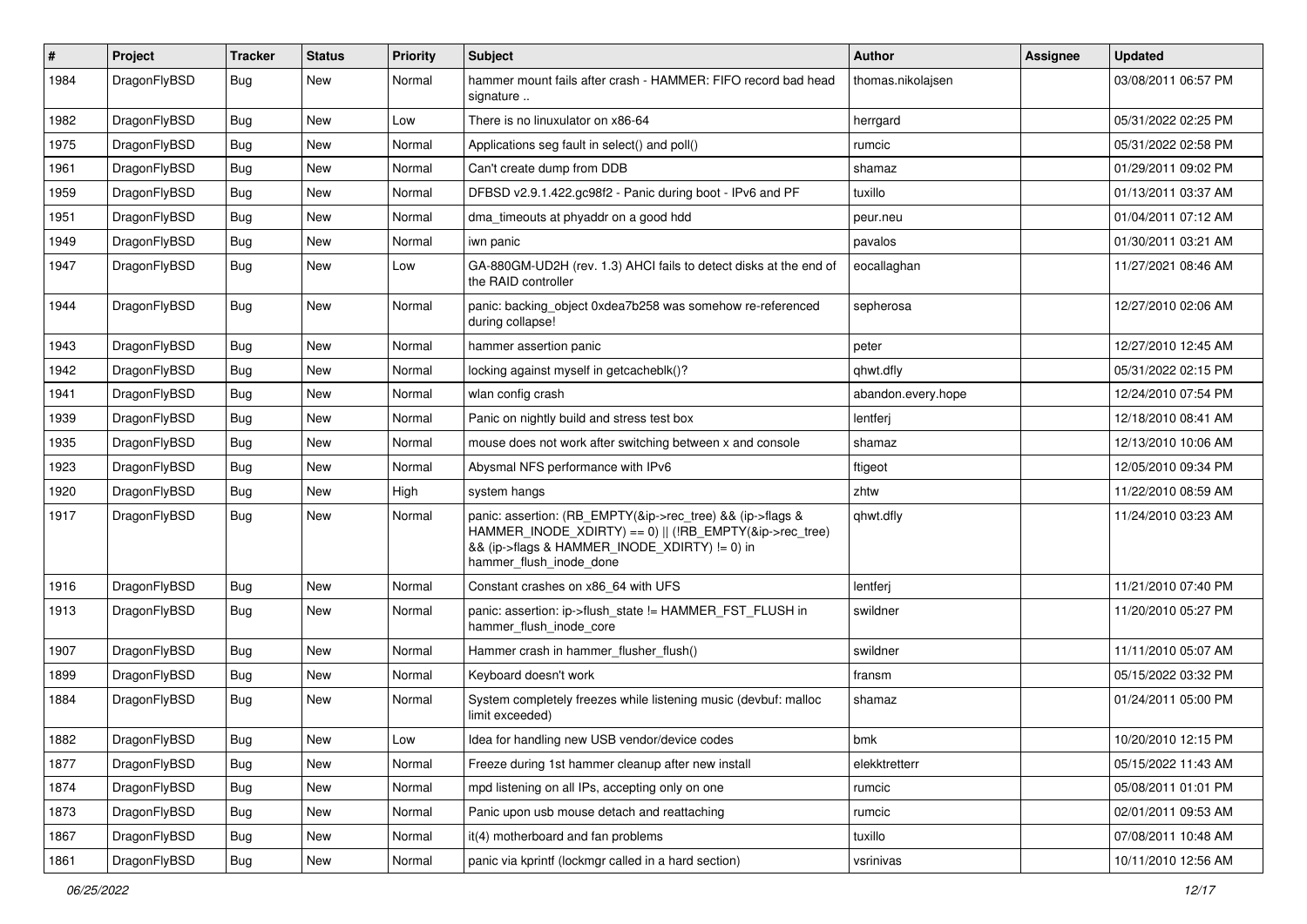| # | Project | Tracker | Status | Priority | Subject | Author | Assignee | Updated |
|---|---|---|---|---|---|---|---|---|
| 1984 | DragonFlyBSD | Bug | New | Normal | hammer mount fails after crash - HAMMER: FIFO record bad head signature .. | thomas.nikolajsen | | 03/08/2011 06:57 PM |
| 1982 | DragonFlyBSD | Bug | New | Low | There is no linuxulator on x86-64 | herrgard | | 05/31/2022 02:25 PM |
| 1975 | DragonFlyBSD | Bug | New | Normal | Applications seg fault in select() and poll() | rumcic | | 05/31/2022 02:58 PM |
| 1961 | DragonFlyBSD | Bug | New | Normal | Can't create dump from DDB | shamaz | | 01/29/2011 09:02 PM |
| 1959 | DragonFlyBSD | Bug | New | Normal | DFBSD v2.9.1.422.gc98f2 - Panic during boot - IPv6 and PF | tuxillo | | 01/13/2011 03:37 AM |
| 1951 | DragonFlyBSD | Bug | New | Normal | dma_timeouts at phyaddr on a good hdd | peur.neu | | 01/04/2011 07:12 AM |
| 1949 | DragonFlyBSD | Bug | New | Normal | iwn panic | pavalos | | 01/30/2011 03:21 AM |
| 1947 | DragonFlyBSD | Bug | New | Low | GA-880GM-UD2H (rev. 1.3) AHCI fails to detect disks at the end of the RAID controller | eocallaghan | | 11/27/2021 08:46 AM |
| 1944 | DragonFlyBSD | Bug | New | Normal | panic: backing_object 0xdea7b258 was somehow re-referenced during collapse! | sepherosa | | 12/27/2010 02:06 AM |
| 1943 | DragonFlyBSD | Bug | New | Normal | hammer assertion panic | peter | | 12/27/2010 12:45 AM |
| 1942 | DragonFlyBSD | Bug | New | Normal | locking against myself in getcacheblk()? | qhwt.dfly | | 05/31/2022 02:15 PM |
| 1941 | DragonFlyBSD | Bug | New | Normal | wlan config crash | abandon.every.hope | | 12/24/2010 07:54 PM |
| 1939 | DragonFlyBSD | Bug | New | Normal | Panic on nightly build and stress test box | lentferj | | 12/18/2010 08:41 AM |
| 1935 | DragonFlyBSD | Bug | New | Normal | mouse does not work after switching between x and console | shamaz | | 12/13/2010 10:06 AM |
| 1923 | DragonFlyBSD | Bug | New | Normal | Abysmal NFS performance with IPv6 | ftigeot | | 12/05/2010 09:34 PM |
| 1920 | DragonFlyBSD | Bug | New | High | system hangs | zhtw | | 11/22/2010 08:59 AM |
| 1917 | DragonFlyBSD | Bug | New | Normal | panic: assertion: (RB_EMPTY(&ip->rec_tree) && (ip->flags & HAMMER_INODE_XDIRTY) == 0) \|\| (!RB_EMPTY(&ip->rec_tree) && (ip->flags & HAMMER_INODE_XDIRTY) != 0) in hammer_flush_inode_done | qhwt.dfly | | 11/24/2010 03:23 AM |
| 1916 | DragonFlyBSD | Bug | New | Normal | Constant crashes on x86_64 with UFS | lentferj | | 11/21/2010 07:40 PM |
| 1913 | DragonFlyBSD | Bug | New | Normal | panic: assertion: ip->flush_state != HAMMER_FST_FLUSH in hammer_flush_inode_core | swildner | | 11/20/2010 05:27 PM |
| 1907 | DragonFlyBSD | Bug | New | Normal | Hammer crash in hammer_flusher_flush() | swildner | | 11/11/2010 05:07 AM |
| 1899 | DragonFlyBSD | Bug | New | Normal | Keyboard doesn't work | fransm | | 05/15/2022 03:32 PM |
| 1884 | DragonFlyBSD | Bug | New | Normal | System completely freezes while listening music (devbuf: malloc limit exceeded) | shamaz | | 01/24/2011 05:00 PM |
| 1882 | DragonFlyBSD | Bug | New | Low | Idea for handling new USB vendor/device codes | bmk | | 10/20/2010 12:15 PM |
| 1877 | DragonFlyBSD | Bug | New | Normal | Freeze during 1st hammer cleanup after new install | elekktretterr | | 05/15/2022 11:43 AM |
| 1874 | DragonFlyBSD | Bug | New | Normal | mpd listening on all IPs, accepting only on one | rumcic | | 05/08/2011 01:01 PM |
| 1873 | DragonFlyBSD | Bug | New | Normal | Panic upon usb mouse detach and reattaching | rumcic | | 02/01/2011 09:53 AM |
| 1867 | DragonFlyBSD | Bug | New | Normal | it(4) motherboard and fan problems | tuxillo | | 07/08/2011 10:48 AM |
| 1861 | DragonFlyBSD | Bug | New | Normal | panic via kprintf (lockmgr called in a hard section) | vsrinivas | | 10/11/2010 12:56 AM |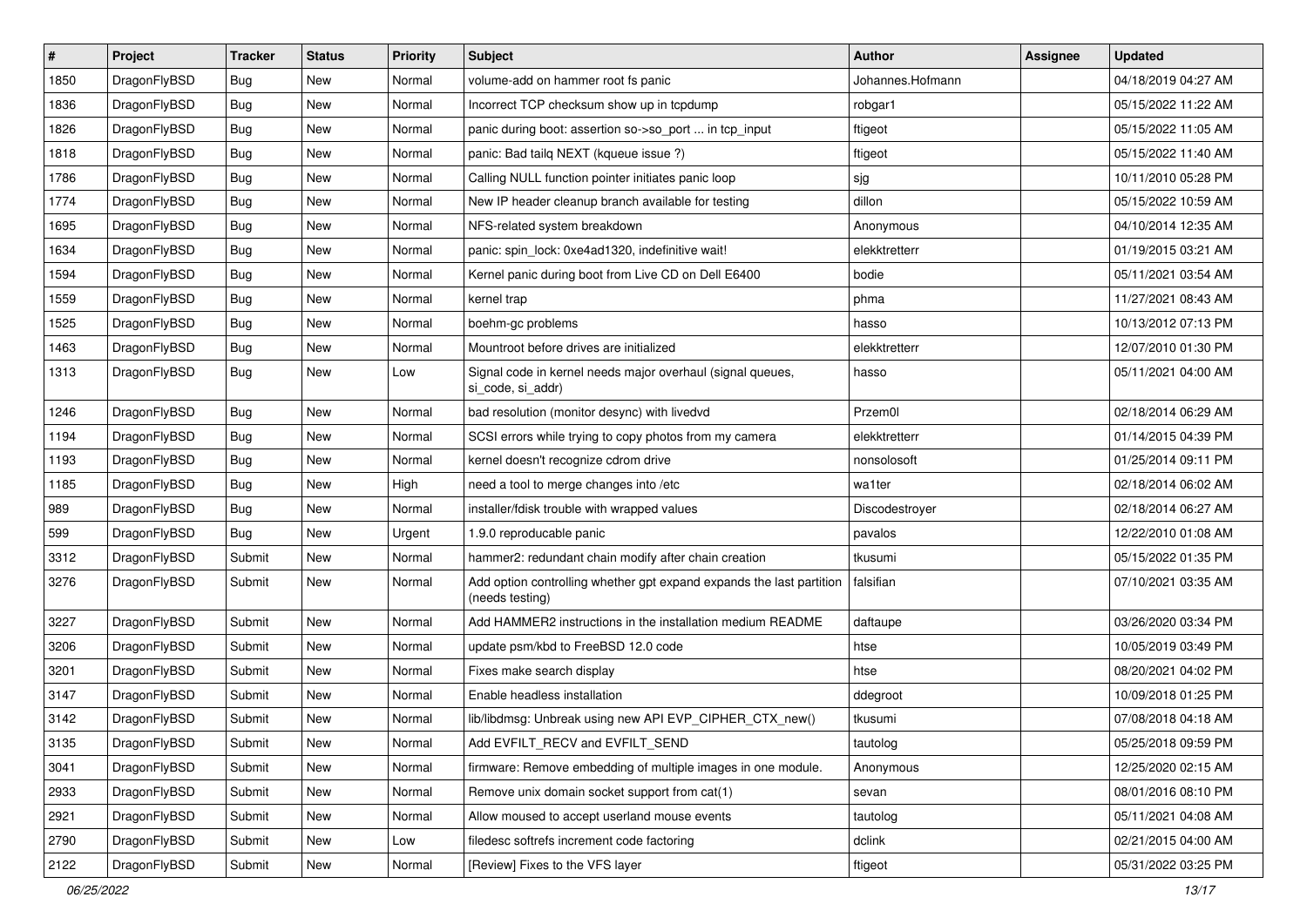| # | Project | Tracker | Status | Priority | Subject | Author | Assignee | Updated |
|---|---|---|---|---|---|---|---|---|
| 1850 | DragonFlyBSD | Bug | New | Normal | volume-add on hammer root fs panic | Johannes.Hofmann | | 04/18/2019 04:27 AM |
| 1836 | DragonFlyBSD | Bug | New | Normal | Incorrect TCP checksum show up in tcpdump | robgar1 | | 05/15/2022 11:22 AM |
| 1826 | DragonFlyBSD | Bug | New | Normal | panic during boot: assertion so->so_port ... in tcp_input | ftigeot | | 05/15/2022 11:05 AM |
| 1818 | DragonFlyBSD | Bug | New | Normal | panic: Bad tailq NEXT (kqueue issue ?) | ftigeot | | 05/15/2022 11:40 AM |
| 1786 | DragonFlyBSD | Bug | New | Normal | Calling NULL function pointer initiates panic loop | sjg | | 10/11/2010 05:28 PM |
| 1774 | DragonFlyBSD | Bug | New | Normal | New IP header cleanup branch available for testing | dillon | | 05/15/2022 10:59 AM |
| 1695 | DragonFlyBSD | Bug | New | Normal | NFS-related system breakdown | Anonymous | | 04/10/2014 12:35 AM |
| 1634 | DragonFlyBSD | Bug | New | Normal | panic: spin_lock: 0xe4ad1320, indefinitive wait! | elekktretterr | | 01/19/2015 03:21 AM |
| 1594 | DragonFlyBSD | Bug | New | Normal | Kernel panic during boot from Live CD on Dell E6400 | bodie | | 05/11/2021 03:54 AM |
| 1559 | DragonFlyBSD | Bug | New | Normal | kernel trap | phma | | 11/27/2021 08:43 AM |
| 1525 | DragonFlyBSD | Bug | New | Normal | boehm-gc problems | hasso | | 10/13/2012 07:13 PM |
| 1463 | DragonFlyBSD | Bug | New | Normal | Mountroot before drives are initialized | elekktretterr | | 12/07/2010 01:30 PM |
| 1313 | DragonFlyBSD | Bug | New | Low | Signal code in kernel needs major overhaul (signal queues, si_code, si_addr) | hasso | | 05/11/2021 04:00 AM |
| 1246 | DragonFlyBSD | Bug | New | Normal | bad resolution (monitor desync) with livedvd | Przem0l | | 02/18/2014 06:29 AM |
| 1194 | DragonFlyBSD | Bug | New | Normal | SCSI errors while trying to copy photos from my camera | elekktretterr | | 01/14/2015 04:39 PM |
| 1193 | DragonFlyBSD | Bug | New | Normal | kernel doesn't recognize cdrom drive | nonsolosoft | | 01/25/2014 09:11 PM |
| 1185 | DragonFlyBSD | Bug | New | High | need a tool to merge changes into /etc | wa1ter | | 02/18/2014 06:02 AM |
| 989 | DragonFlyBSD | Bug | New | Normal | installer/fdisk trouble with wrapped values | Discodestroyer | | 02/18/2014 06:27 AM |
| 599 | DragonFlyBSD | Bug | New | Urgent | 1.9.0 reproducable panic | pavalos | | 12/22/2010 01:08 AM |
| 3312 | DragonFlyBSD | Submit | New | Normal | hammer2: redundant chain modify after chain creation | tkusumi | | 05/15/2022 01:35 PM |
| 3276 | DragonFlyBSD | Submit | New | Normal | Add option controlling whether gpt expand expands the last partition (needs testing) | falsifian | | 07/10/2021 03:35 AM |
| 3227 | DragonFlyBSD | Submit | New | Normal | Add HAMMER2 instructions in the installation medium README | daftaupe | | 03/26/2020 03:34 PM |
| 3206 | DragonFlyBSD | Submit | New | Normal | update psm/kbd to FreeBSD 12.0 code | htse | | 10/05/2019 03:49 PM |
| 3201 | DragonFlyBSD | Submit | New | Normal | Fixes make search display | htse | | 08/20/2021 04:02 PM |
| 3147 | DragonFlyBSD | Submit | New | Normal | Enable headless installation | ddegroot | | 10/09/2018 01:25 PM |
| 3142 | DragonFlyBSD | Submit | New | Normal | lib/libdmsg: Unbreak using new API EVP_CIPHER_CTX_new() | tkusumi | | 07/08/2018 04:18 AM |
| 3135 | DragonFlyBSD | Submit | New | Normal | Add EVFILT_RECV and EVFILT_SEND | tautolog | | 05/25/2018 09:59 PM |
| 3041 | DragonFlyBSD | Submit | New | Normal | firmware: Remove embedding of multiple images in one module. | Anonymous | | 12/25/2020 02:15 AM |
| 2933 | DragonFlyBSD | Submit | New | Normal | Remove unix domain socket support from cat(1) | sevan | | 08/01/2016 08:10 PM |
| 2921 | DragonFlyBSD | Submit | New | Normal | Allow moused to accept userland mouse events | tautolog | | 05/11/2021 04:08 AM |
| 2790 | DragonFlyBSD | Submit | New | Low | filedesc softrefs increment code factoring | dclink | | 02/21/2015 04:00 AM |
| 2122 | DragonFlyBSD | Submit | New | Normal | [Review] Fixes to the VFS layer | ftigeot | | 05/31/2022 03:25 PM |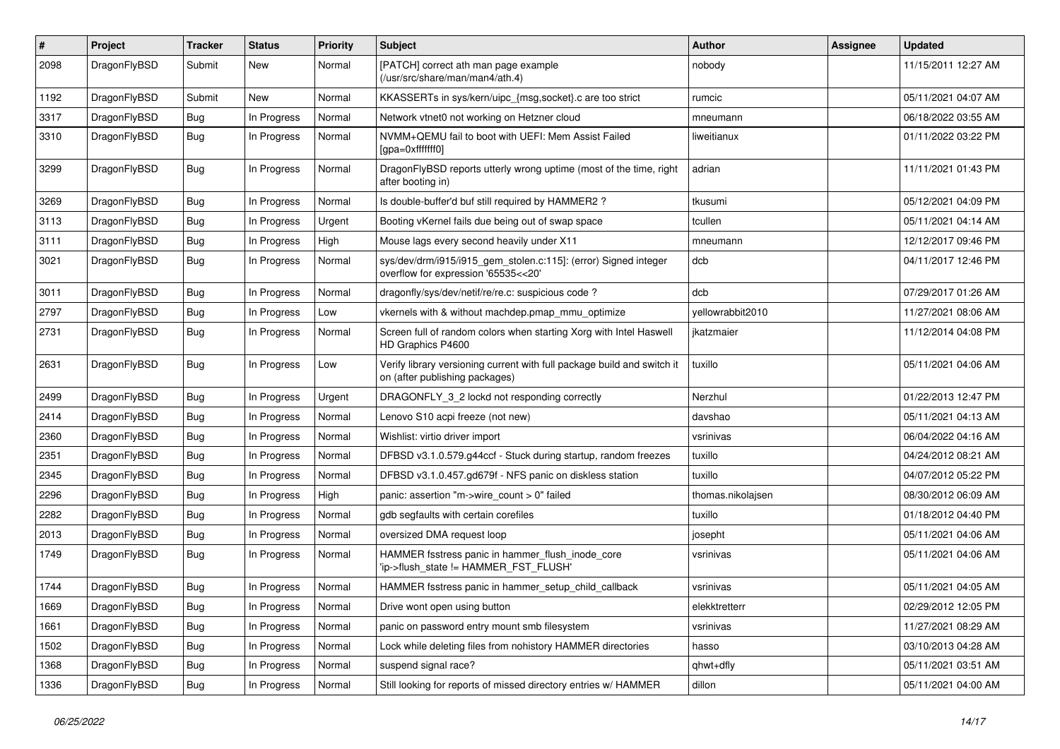| # | Project | Tracker | Status | Priority | Subject | Author | Assignee | Updated |
|---|---|---|---|---|---|---|---|---|
| 2098 | DragonFlyBSD | Submit | New | Normal | [PATCH] correct ath man page example (/usr/src/share/man/man4/ath.4) | nobody | | 11/15/2011 12:27 AM |
| 1192 | DragonFlyBSD | Submit | New | Normal | KKASSERTs in sys/kern/uipc_{msg,socket}.c are too strict | rumcic | | 05/11/2021 04:07 AM |
| 3317 | DragonFlyBSD | Bug | In Progress | Normal | Network vtnet0 not working on Hetzner cloud | mneumann | | 06/18/2022 03:55 AM |
| 3310 | DragonFlyBSD | Bug | In Progress | Normal | NVMM+QEMU fail to boot with UEFI: Mem Assist Failed [gpa=0xfffffff0] | liweitianux | | 01/11/2022 03:22 PM |
| 3299 | DragonFlyBSD | Bug | In Progress | Normal | DragonFlyBSD reports utterly wrong uptime (most of the time, right after booting in) | adrian | | 11/11/2021 01:43 PM |
| 3269 | DragonFlyBSD | Bug | In Progress | Normal | Is double-buffer'd buf still required by HAMMER2 ? | tkusumi | | 05/12/2021 04:09 PM |
| 3113 | DragonFlyBSD | Bug | In Progress | Urgent | Booting vKernel fails due being out of swap space | tcullen | | 05/11/2021 04:14 AM |
| 3111 | DragonFlyBSD | Bug | In Progress | High | Mouse lags every second heavily under X11 | mneumann | | 12/12/2017 09:46 PM |
| 3021 | DragonFlyBSD | Bug | In Progress | Normal | sys/dev/drm/i915/i915_gem_stolen.c:115]: (error) Signed integer overflow for expression '65535<<20' | dcb | | 04/11/2017 12:46 PM |
| 3011 | DragonFlyBSD | Bug | In Progress | Normal | dragonfly/sys/dev/netif/re/re.c: suspicious code ? | dcb | | 07/29/2017 01:26 AM |
| 2797 | DragonFlyBSD | Bug | In Progress | Low | vkernels with & without machdep.pmap_mmu_optimize | yellowrabbit2010 | | 11/27/2021 08:06 AM |
| 2731 | DragonFlyBSD | Bug | In Progress | Normal | Screen full of random colors when starting Xorg with Intel Haswell HD Graphics P4600 | jkatzmaier | | 11/12/2014 04:08 PM |
| 2631 | DragonFlyBSD | Bug | In Progress | Low | Verify library versioning current with full package build and switch it on (after publishing packages) | tuxillo | | 05/11/2021 04:06 AM |
| 2499 | DragonFlyBSD | Bug | In Progress | Urgent | DRAGONFLY_3_2 lockd not responding correctly | Nerzhul | | 01/22/2013 12:47 PM |
| 2414 | DragonFlyBSD | Bug | In Progress | Normal | Lenovo S10 acpi freeze (not new) | davshao | | 05/11/2021 04:13 AM |
| 2360 | DragonFlyBSD | Bug | In Progress | Normal | Wishlist: virtio driver import | vsrinivas | | 06/04/2022 04:16 AM |
| 2351 | DragonFlyBSD | Bug | In Progress | Normal | DFBSD v3.1.0.579.g44ccf - Stuck during startup, random freezes | tuxillo | | 04/24/2012 08:21 AM |
| 2345 | DragonFlyBSD | Bug | In Progress | Normal | DFBSD v3.1.0.457.gd679f - NFS panic on diskless station | tuxillo | | 04/07/2012 05:22 PM |
| 2296 | DragonFlyBSD | Bug | In Progress | High | panic: assertion "m->wire_count > 0" failed | thomas.nikolajsen | | 08/30/2012 06:09 AM |
| 2282 | DragonFlyBSD | Bug | In Progress | Normal | gdb segfaults with certain corefiles | tuxillo | | 01/18/2012 04:40 PM |
| 2013 | DragonFlyBSD | Bug | In Progress | Normal | oversized DMA request loop | josepht | | 05/11/2021 04:06 AM |
| 1749 | DragonFlyBSD | Bug | In Progress | Normal | HAMMER fsstress panic in hammer_flush_inode_core 'ip->flush_state != HAMMER_FST_FLUSH' | vsrinivas | | 05/11/2021 04:06 AM |
| 1744 | DragonFlyBSD | Bug | In Progress | Normal | HAMMER fsstress panic in hammer_setup_child_callback | vsrinivas | | 05/11/2021 04:05 AM |
| 1669 | DragonFlyBSD | Bug | In Progress | Normal | Drive wont open using button | elekktretterr | | 02/29/2012 12:05 PM |
| 1661 | DragonFlyBSD | Bug | In Progress | Normal | panic on password entry mount smb filesystem | vsrinivas | | 11/27/2021 08:29 AM |
| 1502 | DragonFlyBSD | Bug | In Progress | Normal | Lock while deleting files from nohistory HAMMER directories | hasso | | 03/10/2013 04:28 AM |
| 1368 | DragonFlyBSD | Bug | In Progress | Normal | suspend signal race? | qhwt+dfly | | 05/11/2021 03:51 AM |
| 1336 | DragonFlyBSD | Bug | In Progress | Normal | Still looking for reports of missed directory entries w/ HAMMER | dillon | | 05/11/2021 04:00 AM |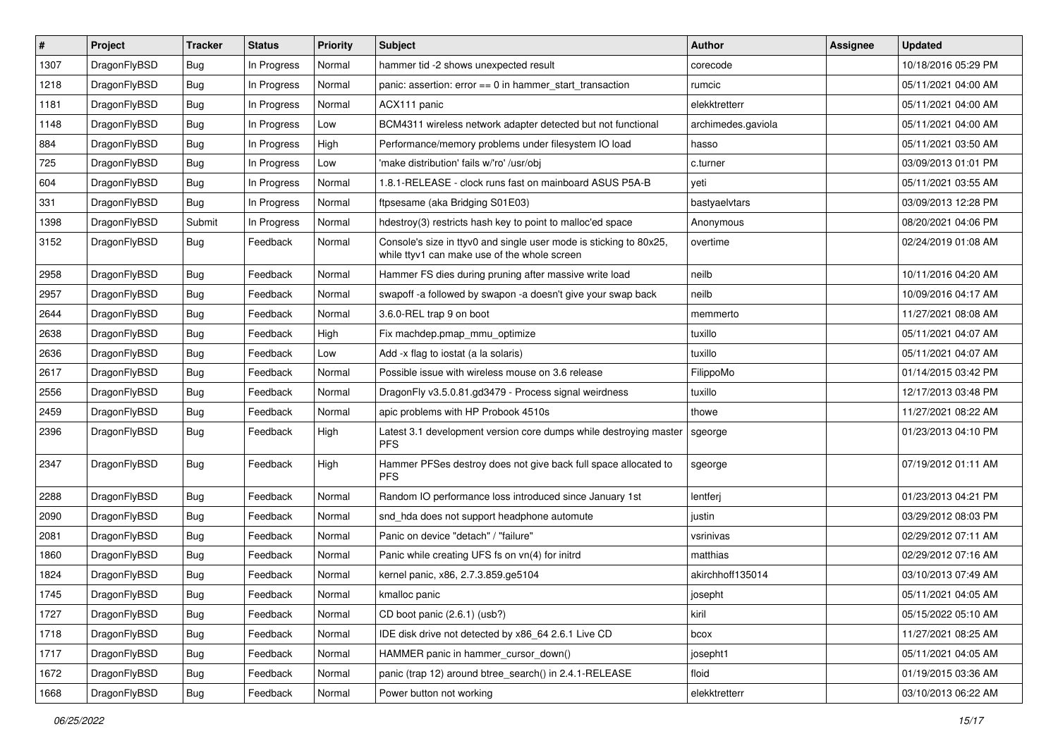| # | Project | Tracker | Status | Priority | Subject | Author | Assignee | Updated |
|---|---|---|---|---|---|---|---|---|
| 1307 | DragonFlyBSD | Bug | In Progress | Normal | hammer tid -2 shows unexpected result | corecode | | 10/18/2016 05:29 PM |
| 1218 | DragonFlyBSD | Bug | In Progress | Normal | panic: assertion: error == 0 in hammer_start_transaction | rumcic | | 05/11/2021 04:00 AM |
| 1181 | DragonFlyBSD | Bug | In Progress | Normal | ACX111 panic | elekktretterr | | 05/11/2021 04:00 AM |
| 1148 | DragonFlyBSD | Bug | In Progress | Low | BCM4311 wireless network adapter detected but not functional | archimedes.gaviola | | 05/11/2021 04:00 AM |
| 884 | DragonFlyBSD | Bug | In Progress | High | Performance/memory problems under filesystem IO load | hasso | | 05/11/2021 03:50 AM |
| 725 | DragonFlyBSD | Bug | In Progress | Low | 'make distribution' fails w/'ro' /usr/obj | c.turner | | 03/09/2013 01:01 PM |
| 604 | DragonFlyBSD | Bug | In Progress | Normal | 1.8.1-RELEASE - clock runs fast on mainboard ASUS P5A-B | yeti | | 05/11/2021 03:55 AM |
| 331 | DragonFlyBSD | Bug | In Progress | Normal | ftpsesame (aka Bridging S01E03) | bastyaelvtars | | 03/09/2013 12:28 PM |
| 1398 | DragonFlyBSD | Submit | In Progress | Normal | hdestroy(3) restricts hash key to point to malloc'ed space | Anonymous | | 08/20/2021 04:06 PM |
| 3152 | DragonFlyBSD | Bug | Feedback | Normal | Console's size in ttyv0 and single user mode is sticking to 80x25, while ttyv1 can make use of the whole screen | overtime | | 02/24/2019 01:08 AM |
| 2958 | DragonFlyBSD | Bug | Feedback | Normal | Hammer FS dies during pruning after massive write load | neilb | | 10/11/2016 04:20 AM |
| 2957 | DragonFlyBSD | Bug | Feedback | Normal | swapoff -a followed by swapon -a doesn't give your swap back | neilb | | 10/09/2016 04:17 AM |
| 2644 | DragonFlyBSD | Bug | Feedback | Normal | 3.6.0-REL trap 9 on boot | memmerto | | 11/27/2021 08:08 AM |
| 2638 | DragonFlyBSD | Bug | Feedback | High | Fix machdep.pmap_mmu_optimize | tuxillo | | 05/11/2021 04:07 AM |
| 2636 | DragonFlyBSD | Bug | Feedback | Low | Add -x flag to iostat (a la solaris) | tuxillo | | 05/11/2021 04:07 AM |
| 2617 | DragonFlyBSD | Bug | Feedback | Normal | Possible issue with wireless mouse on 3.6 release | FilippoMo | | 01/14/2015 03:42 PM |
| 2556 | DragonFlyBSD | Bug | Feedback | Normal | DragonFly v3.5.0.81.gd3479 - Process signal weirdness | tuxillo | | 12/17/2013 03:48 PM |
| 2459 | DragonFlyBSD | Bug | Feedback | Normal | apic problems with HP Probook 4510s | thowe | | 11/27/2021 08:22 AM |
| 2396 | DragonFlyBSD | Bug | Feedback | High | Latest 3.1 development version core dumps while destroying master PFS | sgeorge | | 01/23/2013 04:10 PM |
| 2347 | DragonFlyBSD | Bug | Feedback | High | Hammer PFSes destroy does not give back full space allocated to PFS | sgeorge | | 07/19/2012 01:11 AM |
| 2288 | DragonFlyBSD | Bug | Feedback | Normal | Random IO performance loss introduced since January 1st | lentferj | | 01/23/2013 04:21 PM |
| 2090 | DragonFlyBSD | Bug | Feedback | Normal | snd_hda does not support headphone automute | justin | | 03/29/2012 08:03 PM |
| 2081 | DragonFlyBSD | Bug | Feedback | Normal | Panic on device "detach" / "failure" | vsrinivas | | 02/29/2012 07:11 AM |
| 1860 | DragonFlyBSD | Bug | Feedback | Normal | Panic while creating UFS fs on vn(4) for initrd | matthias | | 02/29/2012 07:16 AM |
| 1824 | DragonFlyBSD | Bug | Feedback | Normal | kernel panic, x86, 2.7.3.859.ge5104 | akirchhoff135014 | | 03/10/2013 07:49 AM |
| 1745 | DragonFlyBSD | Bug | Feedback | Normal | kmalloc panic | josepht | | 05/11/2021 04:05 AM |
| 1727 | DragonFlyBSD | Bug | Feedback | Normal | CD boot panic (2.6.1) (usb?) | kiril | | 05/15/2022 05:10 AM |
| 1718 | DragonFlyBSD | Bug | Feedback | Normal | IDE disk drive not detected by x86_64 2.6.1 Live CD | bcox | | 11/27/2021 08:25 AM |
| 1717 | DragonFlyBSD | Bug | Feedback | Normal | HAMMER panic in hammer_cursor_down() | josepht1 | | 05/11/2021 04:05 AM |
| 1672 | DragonFlyBSD | Bug | Feedback | Normal | panic (trap 12) around btree_search() in 2.4.1-RELEASE | floid | | 01/19/2015 03:36 AM |
| 1668 | DragonFlyBSD | Bug | Feedback | Normal | Power button not working | elekktretterr | | 03/10/2013 06:22 AM |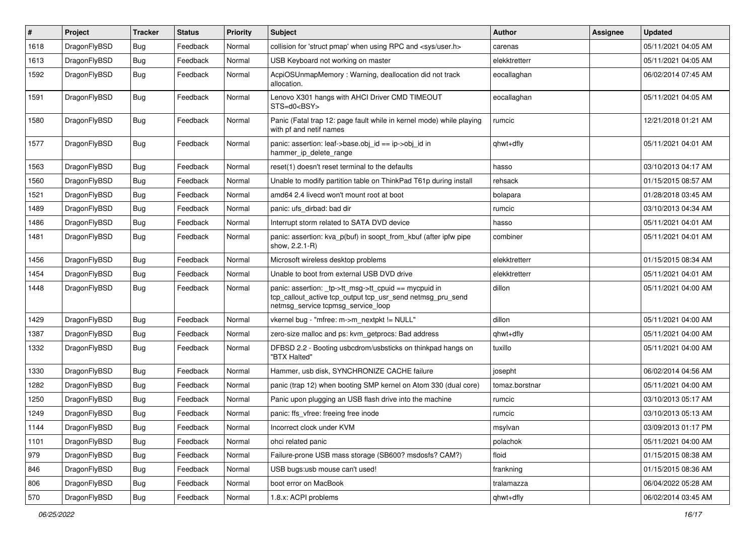| # | Project | Tracker | Status | Priority | Subject | Author | Assignee | Updated |
|---|---|---|---|---|---|---|---|---|
| 1618 | DragonFlyBSD | Bug | Feedback | Normal | collision for 'struct pmap' when using RPC and <sys/user.h> | carenas | | 05/11/2021 04:05 AM |
| 1613 | DragonFlyBSD | Bug | Feedback | Normal | USB Keyboard not working on master | elekktretterr | | 05/11/2021 04:05 AM |
| 1592 | DragonFlyBSD | Bug | Feedback | Normal | AcpiOSUnmapMemory : Warning, deallocation did not track allocation. | eocallaghan | | 06/02/2014 07:45 AM |
| 1591 | DragonFlyBSD | Bug | Feedback | Normal | Lenovo X301 hangs with AHCI Driver CMD TIMEOUT STS=d0<BSY> | eocallaghan | | 05/11/2021 04:05 AM |
| 1580 | DragonFlyBSD | Bug | Feedback | Normal | Panic (Fatal trap 12: page fault while in kernel mode) while playing with pf and netif names | rumcic | | 12/21/2018 01:21 AM |
| 1577 | DragonFlyBSD | Bug | Feedback | Normal | panic: assertion: leaf->base.obj_id == ip->obj_id in hammer_ip_delete_range | qhwt+dfly | | 05/11/2021 04:01 AM |
| 1563 | DragonFlyBSD | Bug | Feedback | Normal | reset(1) doesn't reset terminal to the defaults | hasso | | 03/10/2013 04:17 AM |
| 1560 | DragonFlyBSD | Bug | Feedback | Normal | Unable to modify partition table on ThinkPad T61p during install | rehsack | | 01/15/2015 08:57 AM |
| 1521 | DragonFlyBSD | Bug | Feedback | Normal | amd64 2.4 livecd won't mount root at boot | bolapara | | 01/28/2018 03:45 AM |
| 1489 | DragonFlyBSD | Bug | Feedback | Normal | panic: ufs_dirbad: bad dir | rumcic | | 03/10/2013 04:34 AM |
| 1486 | DragonFlyBSD | Bug | Feedback | Normal | Interrupt storm related to SATA DVD device | hasso | | 05/11/2021 04:01 AM |
| 1481 | DragonFlyBSD | Bug | Feedback | Normal | panic: assertion: kva_p(buf) in soopt_from_kbuf (after ipfw pipe show, 2.2.1-R) | combiner | | 05/11/2021 04:01 AM |
| 1456 | DragonFlyBSD | Bug | Feedback | Normal | Microsoft wireless desktop problems | elekktretterr | | 01/15/2015 08:34 AM |
| 1454 | DragonFlyBSD | Bug | Feedback | Normal | Unable to boot from external USB DVD drive | elekktretterr | | 05/11/2021 04:01 AM |
| 1448 | DragonFlyBSD | Bug | Feedback | Normal | panic: assertion: _tp->tt_msg->tt_cpuid == mycpuid in tcp_callout_active tcp_output tcp_usr_send netmsg_pru_send netmsg_service tcpmsg_service_loop | dillon | | 05/11/2021 04:00 AM |
| 1429 | DragonFlyBSD | Bug | Feedback | Normal | vkernel bug - "mfree: m->m_nextpkt != NULL" | dillon | | 05/11/2021 04:00 AM |
| 1387 | DragonFlyBSD | Bug | Feedback | Normal | zero-size malloc and ps: kvm_getprocs: Bad address | qhwt+dfly | | 05/11/2021 04:00 AM |
| 1332 | DragonFlyBSD | Bug | Feedback | Normal | DFBSD 2.2 - Booting usbcdrom/usbsticks on thinkpad hangs on "BTX Halted" | tuxillo | | 05/11/2021 04:00 AM |
| 1330 | DragonFlyBSD | Bug | Feedback | Normal | Hammer, usb disk, SYNCHRONIZE CACHE failure | josepht | | 06/02/2014 04:56 AM |
| 1282 | DragonFlyBSD | Bug | Feedback | Normal | panic (trap 12) when booting SMP kernel on Atom 330 (dual core) | tomaz.borstnar | | 05/11/2021 04:00 AM |
| 1250 | DragonFlyBSD | Bug | Feedback | Normal | Panic upon plugging an USB flash drive into the machine | rumcic | | 03/10/2013 05:17 AM |
| 1249 | DragonFlyBSD | Bug | Feedback | Normal | panic: ffs_vfree: freeing free inode | rumcic | | 03/10/2013 05:13 AM |
| 1144 | DragonFlyBSD | Bug | Feedback | Normal | Incorrect clock under KVM | msylvan | | 03/09/2013 01:17 PM |
| 1101 | DragonFlyBSD | Bug | Feedback | Normal | ohci related panic | polachok | | 05/11/2021 04:00 AM |
| 979 | DragonFlyBSD | Bug | Feedback | Normal | Failure-prone USB mass storage (SB600? msdosfs? CAM?) | floid | | 01/15/2015 08:38 AM |
| 846 | DragonFlyBSD | Bug | Feedback | Normal | USB bugs:usb mouse can't used! | frankning | | 01/15/2015 08:36 AM |
| 806 | DragonFlyBSD | Bug | Feedback | Normal | boot error on MacBook | tralamazza | | 06/04/2022 05:28 AM |
| 570 | DragonFlyBSD | Bug | Feedback | Normal | 1.8.x: ACPI problems | qhwt+dfly | | 06/02/2014 03:45 AM |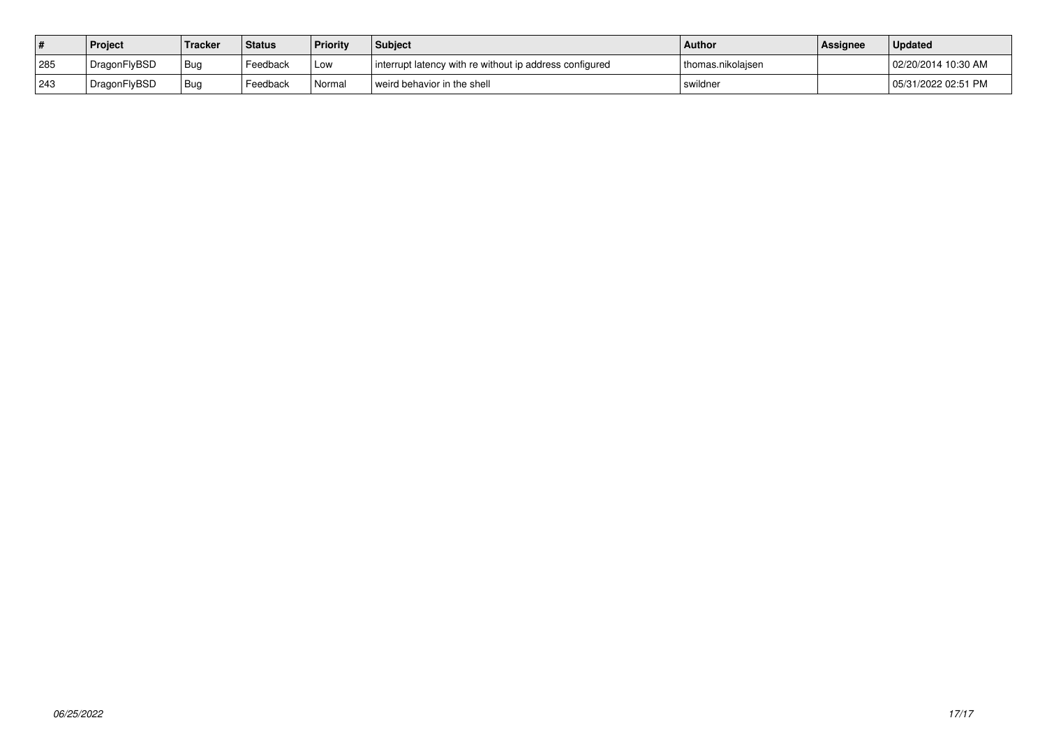| # | Project | Tracker | Status | Priority | Subject | Author | Assignee | Updated |
|---|---|---|---|---|---|---|---|---|
| 285 | DragonFlyBSD | Bug | Feedback | Low | interrupt latency with re without ip address configured | thomas.nikolajsen | | 02/20/2014 10:30 AM |
| 243 | DragonFlyBSD | Bug | Feedback | Normal | weird behavior in the shell | swildner | | 05/31/2022 02:51 PM |